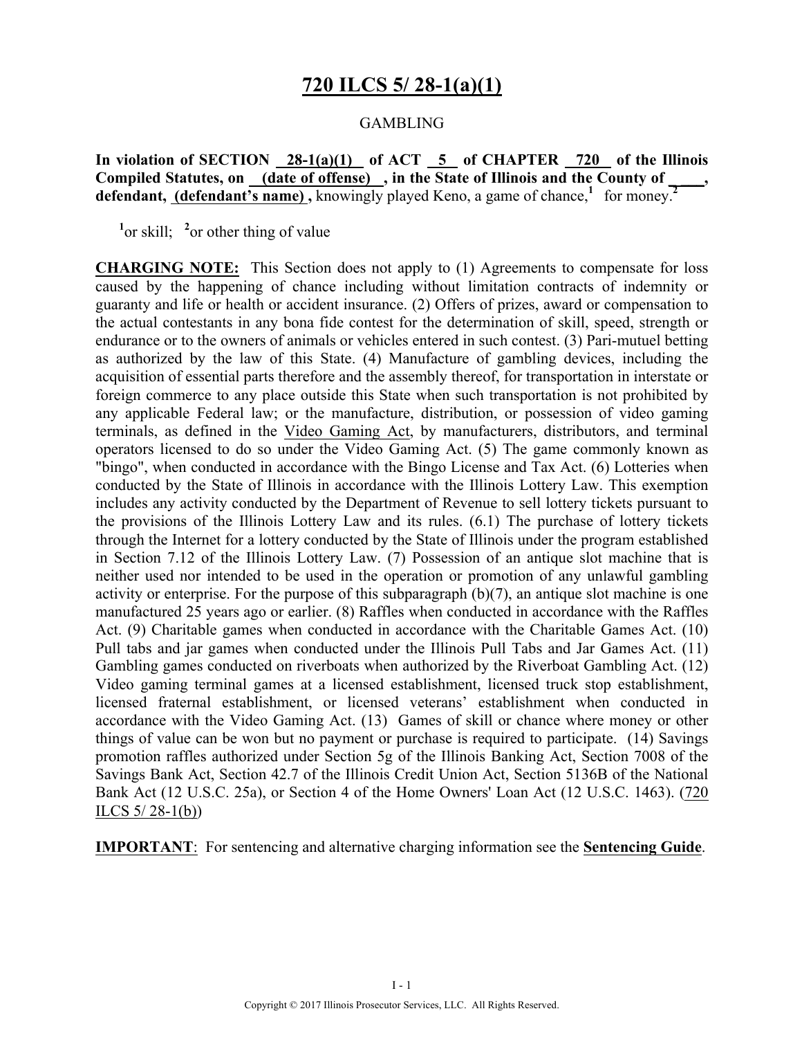# 720 ILCS 5/ 28-1(a)(1)

GAMBLING

**In violation of SECTION 28-1(a)(1) of ACT 5 of CHAPTER 720 of the Illinois Compiled Statutes, on (date of offense) , in the State of Illinois and the County of \_\_\_\_, defendant, (defendant's name) ,** knowingly played Keno, a game of chance,[1] for money.[2]

[1]or skill; [2]or other thing of value

**CHARGING NOTE:** This Section does not apply to (1) Agreements to compensate for loss caused by the happening of chance including without limitation contracts of indemnity or guaranty and life or health or accident insurance. (2) Offers of prizes, award or compensation to the actual contestants in any bona fide contest for the determination of skill, speed, strength or endurance or to the owners of animals or vehicles entered in such contest. (3) Pari-mutuel betting as authorized by the law of this State. (4) Manufacture of gambling devices, including the acquisition of essential parts therefore and the assembly thereof, for transportation in interstate or foreign commerce to any place outside this State when such transportation is not prohibited by any applicable Federal law; or the manufacture, distribution, or possession of video gaming terminals, as defined in the Video Gaming Act, by manufacturers, distributors, and terminal operators licensed to do so under the Video Gaming Act. (5) The game commonly known as "bingo", when conducted in accordance with the Bingo License and Tax Act. (6) Lotteries when conducted by the State of Illinois in accordance with the Illinois Lottery Law. This exemption includes any activity conducted by the Department of Revenue to sell lottery tickets pursuant to the provisions of the Illinois Lottery Law and its rules. (6.1) The purchase of lottery tickets through the Internet for a lottery conducted by the State of Illinois under the program established in Section 7.12 of the Illinois Lottery Law. (7) Possession of an antique slot machine that is neither used nor intended to be used in the operation or promotion of any unlawful gambling activity or enterprise. For the purpose of this subparagraph (b)(7), an antique slot machine is one manufactured 25 years ago or earlier. (8) Raffles when conducted in accordance with the Raffles Act. (9) Charitable games when conducted in accordance with the Charitable Games Act. (10) Pull tabs and jar games when conducted under the Illinois Pull Tabs and Jar Games Act. (11) Gambling games conducted on riverboats when authorized by the Riverboat Gambling Act. (12) Video gaming terminal games at a licensed establishment, licensed truck stop establishment, licensed fraternal establishment, or licensed veterans' establishment when conducted in accordance with the Video Gaming Act. (13) Games of skill or chance where money or other things of value can be won but no payment or purchase is required to participate. (14) Savings promotion raffles authorized under Section 5g of the Illinois Banking Act, Section 7008 of the Savings Bank Act, Section 42.7 of the Illinois Credit Union Act, Section 5136B of the National Bank Act (12 U.S.C. 25a), or Section 4 of the Home Owners' Loan Act (12 U.S.C. 1463). (720 ILCS 5/ 28-1(b))

**IMPORTANT**: For sentencing and alternative charging information see the **Sentencing Guide**.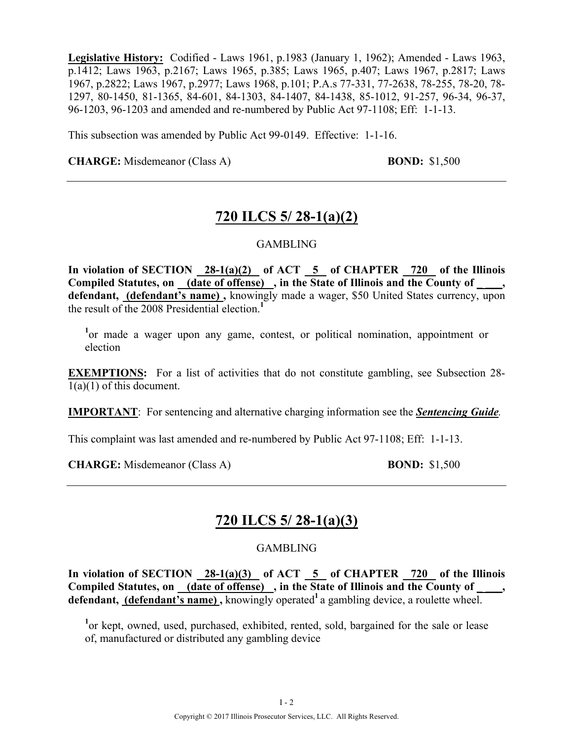**Legislative History:** Codified - Laws 1961, p.1983 (January 1, 1962); Amended - Laws 1963, p.1412; Laws 1963, p.2167; Laws 1965, p.385; Laws 1965, p.407; Laws 1967, p.2817; Laws 1967, p.2822; Laws 1967, p.2977; Laws 1968, p.101; P.A.s 77-331, 77-2638, 78-255, 78-20, 78-1297, 80-1450, 81-1365, 84-601, 84-1303, 84-1407, 84-1438, 85-1012, 91-257, 96-34, 96-37, 96-1203, 96-1203 and amended and re-numbered by Public Act 97-1108; Eff: 1-1-13.

This subsection was amended by Public Act 99-0149. Effective: 1-1-16.

**CHARGE:** Misdemeanor (Class A) **BOND:** $1,500

---

## 720 ILCS 5/ 28-1(a)(2)

GAMBLING

**In violation of SECTION 28-1(a)(2) of ACT 5 of CHAPTER 720 of the Illinois Compiled Statutes, on (date of offense) , in the State of Illinois and the County of \_\_\_\_, defendant, (defendant's name) ,** knowingly made a wager, $50 United States currency, upon the result of the 2008 Presidential election.[1]

[1] or made a wager upon any game, contest, or political nomination, appointment or election

**EXEMPTIONS:** For a list of activities that do not constitute gambling, see Subsection 28-1(a)(1) of this document.

**IMPORTANT**: For sentencing and alternative charging information see the ***Sentencing Guide***.

This complaint was last amended and re-numbered by Public Act 97-1108; Eff: 1-1-13.

**CHARGE:** Misdemeanor (Class A) **BOND:** $1,500

---

## 720 ILCS 5/ 28-1(a)(3)

GAMBLING

**In violation of SECTION 28-1(a)(3) of ACT 5 of CHAPTER 720 of the Illinois Compiled Statutes, on (date of offense) , in the State of Illinois and the County of \_\_\_\_, defendant, (defendant's name) ,** knowingly operated[1] a gambling device, a roulette wheel.

[1] or kept, owned, used, purchased, exhibited, rented, sold, bargained for the sale or lease of, manufactured or distributed any gambling device

Copyright © 2017 Illinois Prosecutor Services, LLC. All Rights Reserved.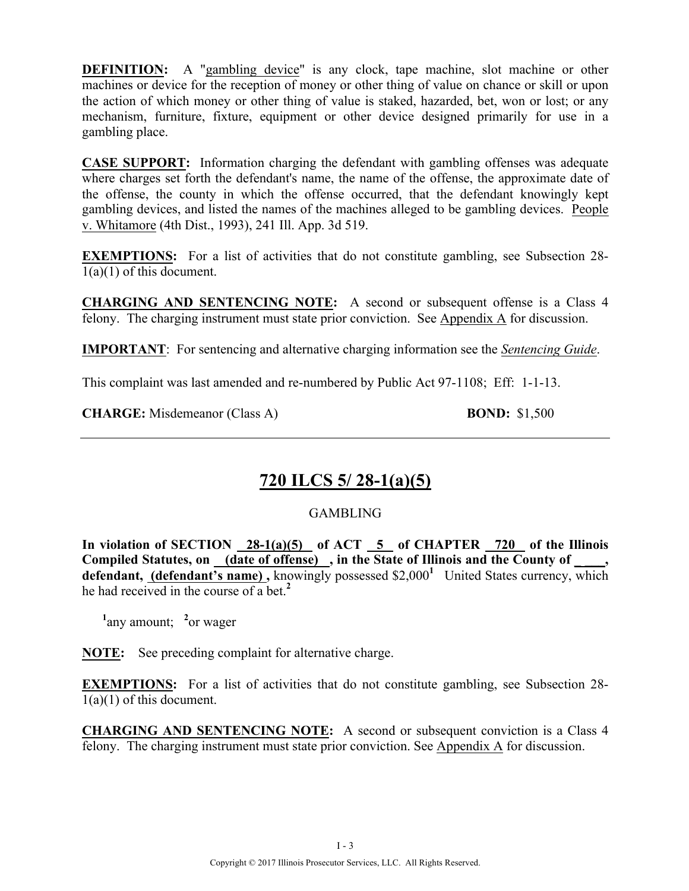**DEFINITION:** A "gambling device" is any clock, tape machine, slot machine or other machines or device for the reception of money or other thing of value on chance or skill or upon the action of which money or other thing of value is staked, hazarded, bet, won or lost; or any mechanism, furniture, fixture, equipment or other device designed primarily for use in a gambling place.

**CASE SUPPORT:** Information charging the defendant with gambling offenses was adequate where charges set forth the defendant's name, the name of the offense, the approximate date of the offense, the county in which the offense occurred, that the defendant knowingly kept gambling devices, and listed the names of the machines alleged to be gambling devices. People v. Whitamore (4th Dist., 1993), 241 Ill. App. 3d 519.

**EXEMPTIONS:** For a list of activities that do not constitute gambling, see Subsection 28-1(a)(1) of this document.

**CHARGING AND SENTENCING NOTE:** A second or subsequent offense is a Class 4 felony. The charging instrument must state prior conviction. See Appendix A for discussion.

**IMPORTANT**: For sentencing and alternative charging information see the *Sentencing Guide*.

This complaint was last amended and re-numbered by Public Act 97-1108; Eff: 1-1-13.

**CHARGE:** Misdemeanor (Class A) **BOND:** $1,500

---

## 720 ILCS 5/ 28-1(a)(5)

GAMBLING

**In violation of SECTION 28-1(a)(5) of ACT 5 of CHAPTER 720 of the Illinois Compiled Statutes, on (date of offense) , in the State of Illinois and the County of \_\_\_\_, defendant, (defendant's name) ,** knowingly possessed $2,000[1] United States currency, which he had received in the course of a bet.[2]

[1]any amount; [2]or wager

**NOTE:** See preceding complaint for alternative charge.

**EXEMPTIONS:** For a list of activities that do not constitute gambling, see Subsection 28-1(a)(1) of this document.

**CHARGING AND SENTENCING NOTE:** A second or subsequent conviction is a Class 4 felony. The charging instrument must state prior conviction. See Appendix A for discussion.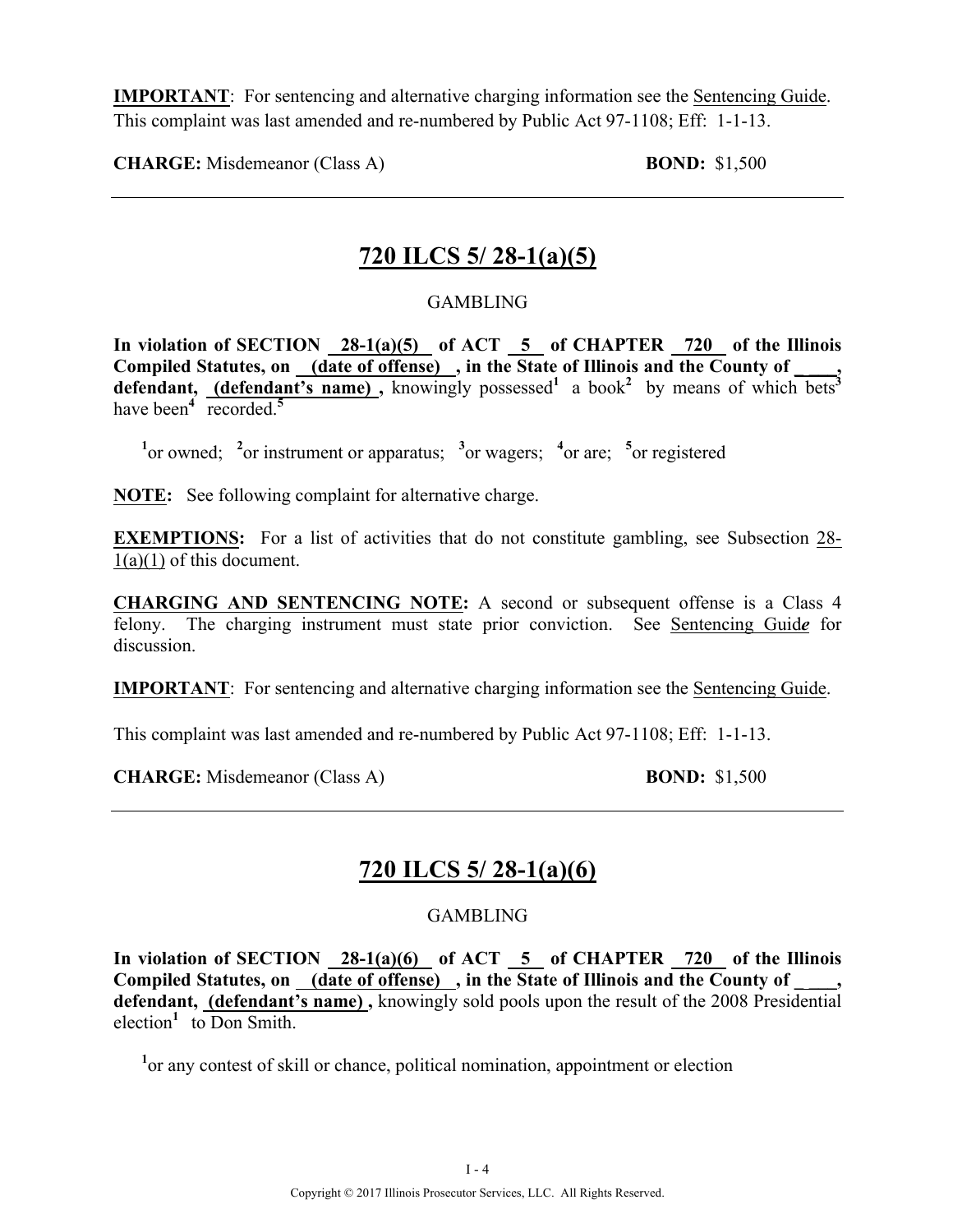**IMPORTANT**: For sentencing and alternative charging information see the Sentencing Guide. This complaint was last amended and re-numbered by Public Act 97-1108; Eff: 1-1-13.

**CHARGE:** Misdemeanor (Class A) **BOND:** $1,500

---

## 720 ILCS 5/ 28-1(a)(5)

GAMBLING

**In violation of SECTION 28-1(a)(5) of ACT 5 of CHAPTER 720 of the Illinois Compiled Statutes, on (date of offense) , in the State of Illinois and the County of \_\_\_\_, defendant, (defendant's name) ,** knowingly possessed[1] a book[2] by means of which bets[3] have been[4] recorded.[5]

[1]or owned; [2]or instrument or apparatus; [3]or wagers; [4]or are; [5]or registered

**NOTE:** See following complaint for alternative charge.

**EXEMPTIONS:** For a list of activities that do not constitute gambling, see Subsection 28-1(a)(1) of this document.

**CHARGING AND SENTENCING NOTE:** A second or subsequent offense is a Class 4 felony. The charging instrument must state prior conviction. See Sentencing Guide for discussion.

**IMPORTANT**: For sentencing and alternative charging information see the Sentencing Guide.

This complaint was last amended and re-numbered by Public Act 97-1108; Eff: 1-1-13.

**CHARGE:** Misdemeanor (Class A) **BOND:** $1,500

---

## 720 ILCS 5/ 28-1(a)(6)

GAMBLING

**In violation of SECTION 28-1(a)(6) of ACT 5 of CHAPTER 720 of the Illinois Compiled Statutes, on (date of offense) , in the State of Illinois and the County of \_\_\_\_, defendant, (defendant's name) ,** knowingly sold pools upon the result of the 2008 Presidential election[1] to Don Smith.

[1]or any contest of skill or chance, political nomination, appointment or election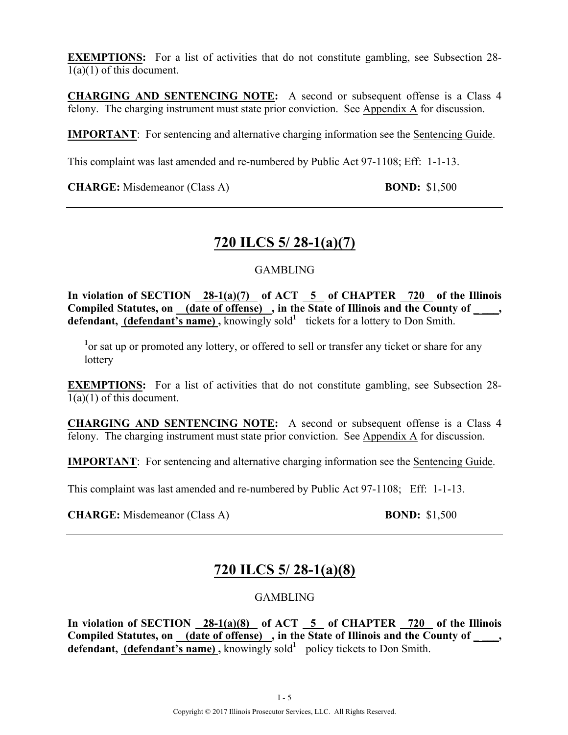**EXEMPTIONS:** For a list of activities that do not constitute gambling, see Subsection 28-1(a)(1) of this document.

**CHARGING AND SENTENCING NOTE:** A second or subsequent offense is a Class 4 felony. The charging instrument must state prior conviction. See Appendix A for discussion.

**IMPORTANT**: For sentencing and alternative charging information see the Sentencing Guide.

This complaint was last amended and re-numbered by Public Act 97-1108; Eff: 1-1-13.

**CHARGE:** Misdemeanor (Class A) **BOND:** $1,500

---

## 720 ILCS 5/ 28-1(a)(7)

GAMBLING

**In violation of SECTION 28-1(a)(7) of ACT 5 of CHAPTER 720 of the Illinois Compiled Statutes, on (date of offense) , in the State of Illinois and the County of \_\_\_\_, defendant, (defendant's name) ,** knowingly sold[1] tickets for a lottery to Don Smith.

[1]or sat up or promoted any lottery, or offered to sell or transfer any ticket or share for any lottery

**EXEMPTIONS:** For a list of activities that do not constitute gambling, see Subsection 28-1(a)(1) of this document.

**CHARGING AND SENTENCING NOTE:** A second or subsequent offense is a Class 4 felony. The charging instrument must state prior conviction. See Appendix A for discussion.

**IMPORTANT**: For sentencing and alternative charging information see the Sentencing Guide.

This complaint was last amended and re-numbered by Public Act 97-1108; Eff: 1-1-13.

**CHARGE:** Misdemeanor (Class A) **BOND:** $1,500

---

## 720 ILCS 5/ 28-1(a)(8)

GAMBLING

**In violation of SECTION 28-1(a)(8) of ACT 5 of CHAPTER 720 of the Illinois Compiled Statutes, on (date of offense) , in the State of Illinois and the County of \_\_\_\_, defendant, (defendant's name) ,** knowingly sold[1] policy tickets to Don Smith.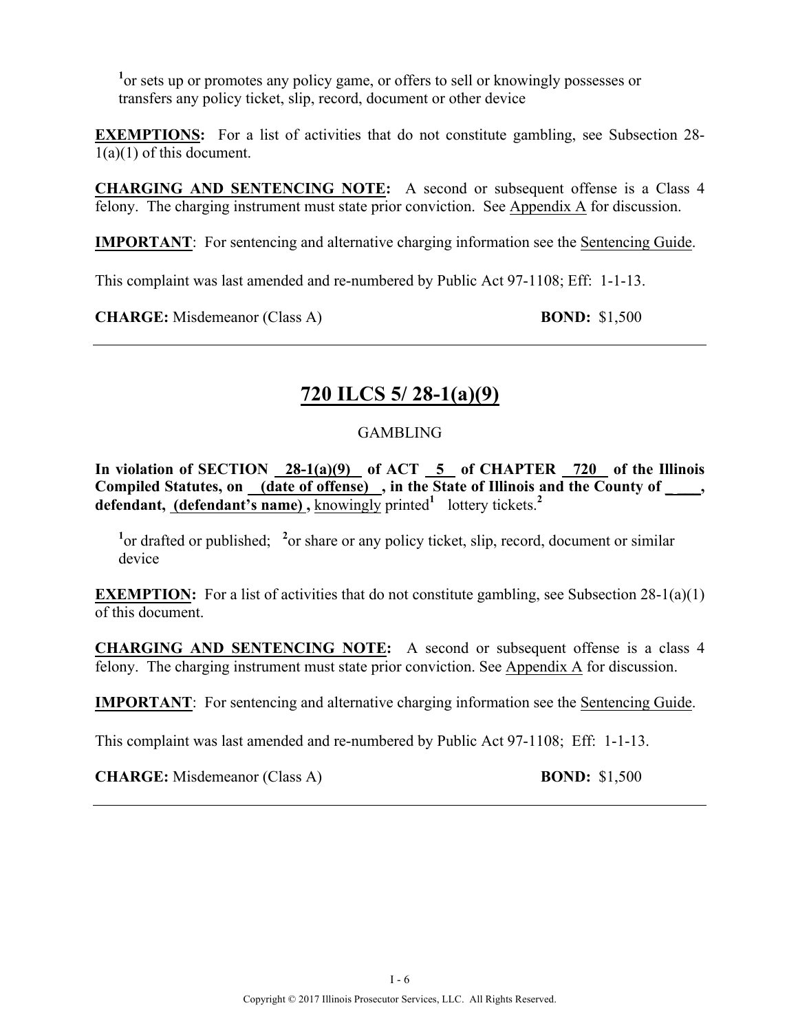[1]or sets up or promotes any policy game, or offers to sell or knowingly possesses or transfers any policy ticket, slip, record, document or other device

**EXEMPTIONS:** For a list of activities that do not constitute gambling, see Subsection 28-1(a)(1) of this document.

**CHARGING AND SENTENCING NOTE:** A second or subsequent offense is a Class 4 felony. The charging instrument must state prior conviction. See Appendix A for discussion.

**IMPORTANT**: For sentencing and alternative charging information see the Sentencing Guide.

This complaint was last amended and re-numbered by Public Act 97-1108; Eff: 1-1-13.

**CHARGE:** Misdemeanor (Class A) **BOND:** $1,500

---

## 720 ILCS 5/ 28-1(a)(9)

GAMBLING

**In violation of SECTION 28-1(a)(9) of ACT 5 of CHAPTER 720 of the Illinois Compiled Statutes, on (date of offense) , in the State of Illinois and the County of \_\_\_\_, defendant, (defendant's name) ,** knowingly printed[1] lottery tickets.[2]

[1]or drafted or published; [2]or share or any policy ticket, slip, record, document or similar device

**EXEMPTION:** For a list of activities that do not constitute gambling, see Subsection 28-1(a)(1) of this document.

**CHARGING AND SENTENCING NOTE:** A second or subsequent offense is a class 4 felony. The charging instrument must state prior conviction. See Appendix A for discussion.

**IMPORTANT**: For sentencing and alternative charging information see the Sentencing Guide.

This complaint was last amended and re-numbered by Public Act 97-1108; Eff: 1-1-13.

**CHARGE:** Misdemeanor (Class A) **BOND:** $1,500

---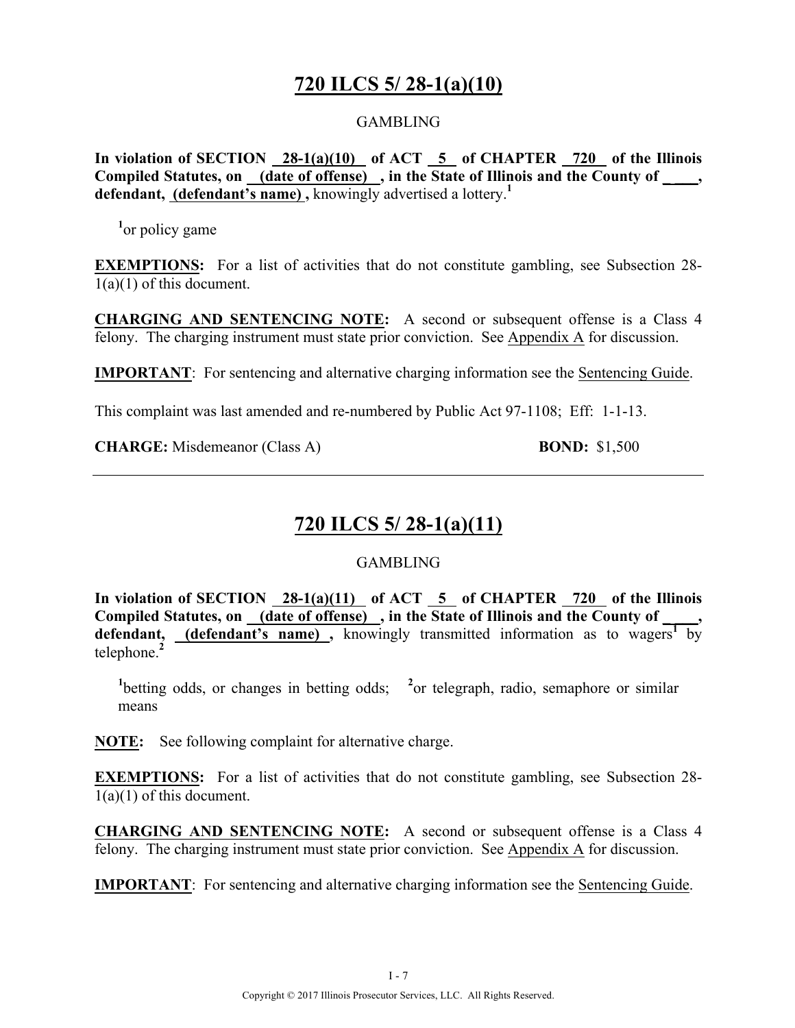## 720 ILCS 5/ 28-1(a)(10)

GAMBLING

**In violation of SECTION 28-1(a)(10) of ACT 5 of CHAPTER 720 of the Illinois Compiled Statutes, on (date of offense) , in the State of Illinois and the County of \_\_\_\_, defendant, (defendant's name) ,** knowingly advertised a lottery.[1]

[1]or policy game

**EXEMPTIONS:** For a list of activities that do not constitute gambling, see Subsection 28-1(a)(1) of this document.

**CHARGING AND SENTENCING NOTE:** A second or subsequent offense is a Class 4 felony. The charging instrument must state prior conviction. See Appendix A for discussion.

**IMPORTANT**: For sentencing and alternative charging information see the Sentencing Guide.

This complaint was last amended and re-numbered by Public Act 97-1108; Eff: 1-1-13.

**CHARGE:** Misdemeanor (Class A) **BOND:** $1,500

---

## 720 ILCS 5/ 28-1(a)(11)

GAMBLING

**In violation of SECTION 28-1(a)(11) of ACT 5 of CHAPTER 720 of the Illinois Compiled Statutes, on (date of offense) , in the State of Illinois and the County of \_\_\_\_, defendant, (defendant's name) ,** knowingly transmitted information as to wagers[1] by telephone.[2]

[1]betting odds, or changes in betting odds; [2]or telegraph, radio, semaphore or similar means

**NOTE:** See following complaint for alternative charge.

**EXEMPTIONS:** For a list of activities that do not constitute gambling, see Subsection 28-1(a)(1) of this document.

**CHARGING AND SENTENCING NOTE:** A second or subsequent offense is a Class 4 felony. The charging instrument must state prior conviction. See Appendix A for discussion.

**IMPORTANT**: For sentencing and alternative charging information see the Sentencing Guide.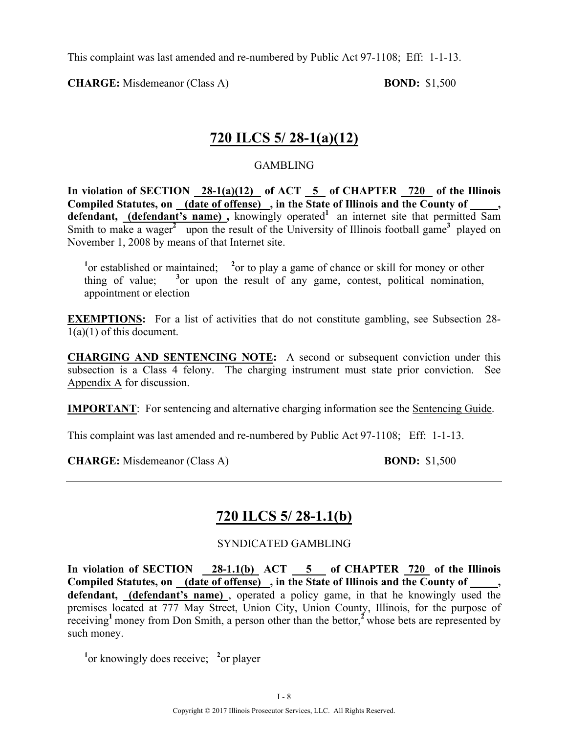This complaint was last amended and re-numbered by Public Act 97-1108; Eff: 1-1-13.

**CHARGE:** Misdemeanor (Class A) **BOND:** $1,500

---

## 720 ILCS 5/ 28-1(a)(12)

GAMBLING

**In violation of SECTION 28-1(a)(12) of ACT 5 of CHAPTER 720 of the Illinois Compiled Statutes, on (date of offense) , in the State of Illinois and the County of _____, defendant, (defendant's name) ,** knowingly operated[1] an internet site that permitted Sam Smith to make a wager[2] upon the result of the University of Illinois football game[3] played on November 1, 2008 by means of that Internet site.

[1]or established or maintained; [2]or to play a game of chance or skill for money or other thing of value; [3]or upon the result of any game, contest, political nomination, appointment or election

**EXEMPTIONS:** For a list of activities that do not constitute gambling, see Subsection 28-1(a)(1) of this document.

**CHARGING AND SENTENCING NOTE:** A second or subsequent conviction under this subsection is a Class 4 felony. The charging instrument must state prior conviction. See Appendix A for discussion.

**IMPORTANT**: For sentencing and alternative charging information see the Sentencing Guide.

This complaint was last amended and re-numbered by Public Act 97-1108; Eff: 1-1-13.

**CHARGE:** Misdemeanor (Class A) **BOND:** $1,500

---

## 720 ILCS 5/ 28-1.1(b)

SYNDICATED GAMBLING

**In violation of SECTION 28-1.1(b) ACT 5 of CHAPTER 720 of the Illinois Compiled Statutes, on (date of offense) , in the State of Illinois and the County of _____, defendant, (defendant's name)** , operated a policy game, in that he knowingly used the premises located at 777 May Street, Union City, Union County, Illinois, for the purpose of receiving[1] money from Don Smith, a person other than the bettor,[2] whose bets are represented by such money.

[1]or knowingly does receive; [2]or player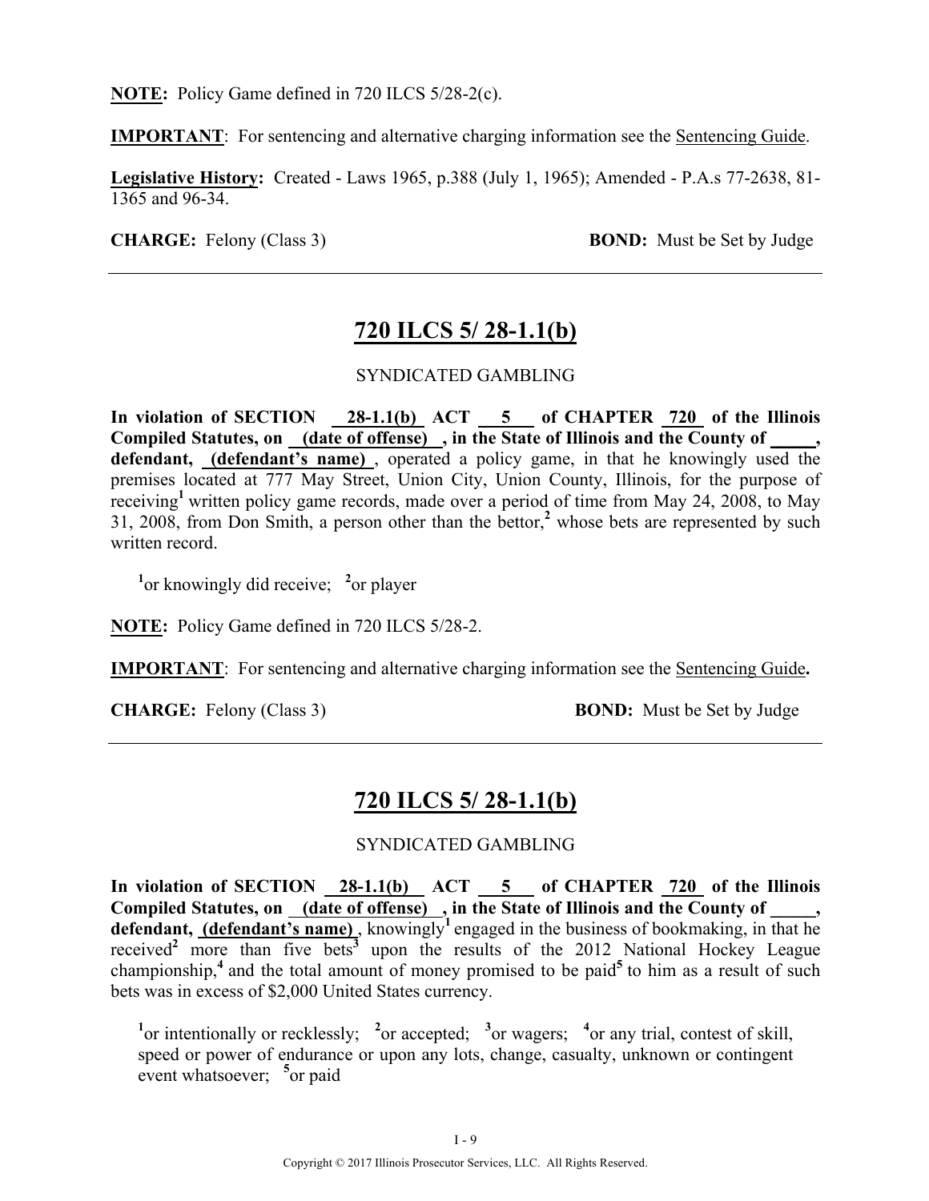**NOTE:** Policy Game defined in 720 ILCS 5/28-2(c).

**IMPORTANT**: For sentencing and alternative charging information see the Sentencing Guide.

**Legislative History:** Created - Laws 1965, p.388 (July 1, 1965); Amended - P.A.s 77-2638, 81-1365 and 96-34.

**CHARGE:** Felony (Class 3) **BOND:** Must be Set by Judge

---

## 720 ILCS 5/ 28-1.1(b)

SYNDICATED GAMBLING

**In violation of SECTION 28-1.1(b) ACT 5 of CHAPTER 720 of the Illinois Compiled Statutes, on (date of offense) , in the State of Illinois and the County of _____, defendant, (defendant's name)** , operated a policy game, in that he knowingly used the premises located at 777 May Street, Union City, Union County, Illinois, for the purpose of receiving[1] written policy game records, made over a period of time from May 24, 2008, to May 31, 2008, from Don Smith, a person other than the bettor,[2] whose bets are represented by such written record.

[1]or knowingly did receive; [2]or player

**NOTE:** Policy Game defined in 720 ILCS 5/28-2.

**IMPORTANT**: For sentencing and alternative charging information see the Sentencing Guide**.**

**CHARGE:** Felony (Class 3) **BOND:** Must be Set by Judge

---

## 720 ILCS 5/ 28-1.1(b)

SYNDICATED GAMBLING

**In violation of SECTION 28-1.1(b) ACT 5 of CHAPTER 720 of the Illinois Compiled Statutes, on (date of offense) , in the State of Illinois and the County of _____, defendant, (defendant's name)** , knowingly[1] engaged in the business of bookmaking, in that he received[2] more than five bets[3] upon the results of the 2012 National Hockey League championship,[4] and the total amount of money promised to be paid[5] to him as a result of such bets was in excess of $2,000 United States currency.

[1]or intentionally or recklessly; [2]or accepted; [3]or wagers; [4]or any trial, contest of skill, speed or power of endurance or upon any lots, change, casualty, unknown or contingent event whatsoever; [5]or paid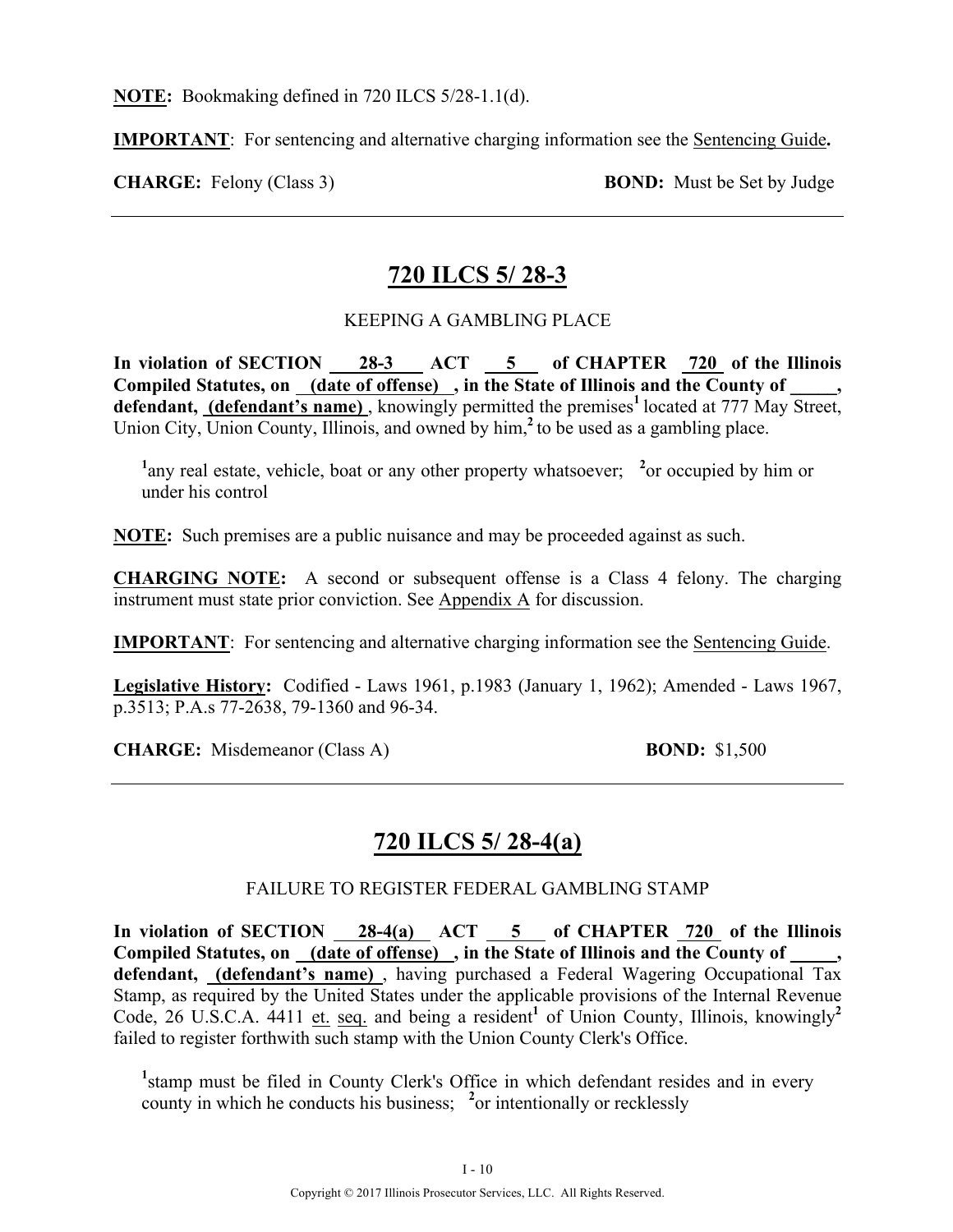**NOTE:** Bookmaking defined in 720 ILCS 5/28-1.1(d).

**IMPORTANT**: For sentencing and alternative charging information see the Sentencing Guide**.**

**CHARGE:** Felony (Class 3) **BOND:** Must be Set by Judge

---

## 720 ILCS 5/ 28-3

KEEPING A GAMBLING PLACE

**In violation of SECTION 28-3 ACT 5 of CHAPTER 720 of the Illinois Compiled Statutes, on (date of offense) , in the State of Illinois and the County of _____, defendant, (defendant's name)** , knowingly permitted the premises[1] located at 777 May Street, Union City, Union County, Illinois, and owned by him,[2] to be used as a gambling place.

[1]any real estate, vehicle, boat or any other property whatsoever; [2]or occupied by him or under his control

**NOTE:** Such premises are a public nuisance and may be proceeded against as such.

**CHARGING NOTE:** A second or subsequent offense is a Class 4 felony. The charging instrument must state prior conviction. See Appendix A for discussion.

**IMPORTANT**: For sentencing and alternative charging information see the Sentencing Guide.

**Legislative History:** Codified - Laws 1961, p.1983 (January 1, 1962); Amended - Laws 1967, p.3513; P.A.s 77-2638, 79-1360 and 96-34.

**CHARGE:** Misdemeanor (Class A) **BOND:** $1,500

---

## 720 ILCS 5/ 28-4(a)

FAILURE TO REGISTER FEDERAL GAMBLING STAMP

**In violation of SECTION 28-4(a) ACT 5 of CHAPTER 720 of the Illinois Compiled Statutes, on (date of offense) , in the State of Illinois and the County of _____, defendant, (defendant's name)** , having purchased a Federal Wagering Occupational Tax Stamp, as required by the United States under the applicable provisions of the Internal Revenue Code, 26 U.S.C.A. 4411 et. seq. and being a resident[1] of Union County, Illinois, knowingly[2] failed to register forthwith such stamp with the Union County Clerk's Office.

[1]stamp must be filed in County Clerk's Office in which defendant resides and in every county in which he conducts his business; [2]or intentionally or recklessly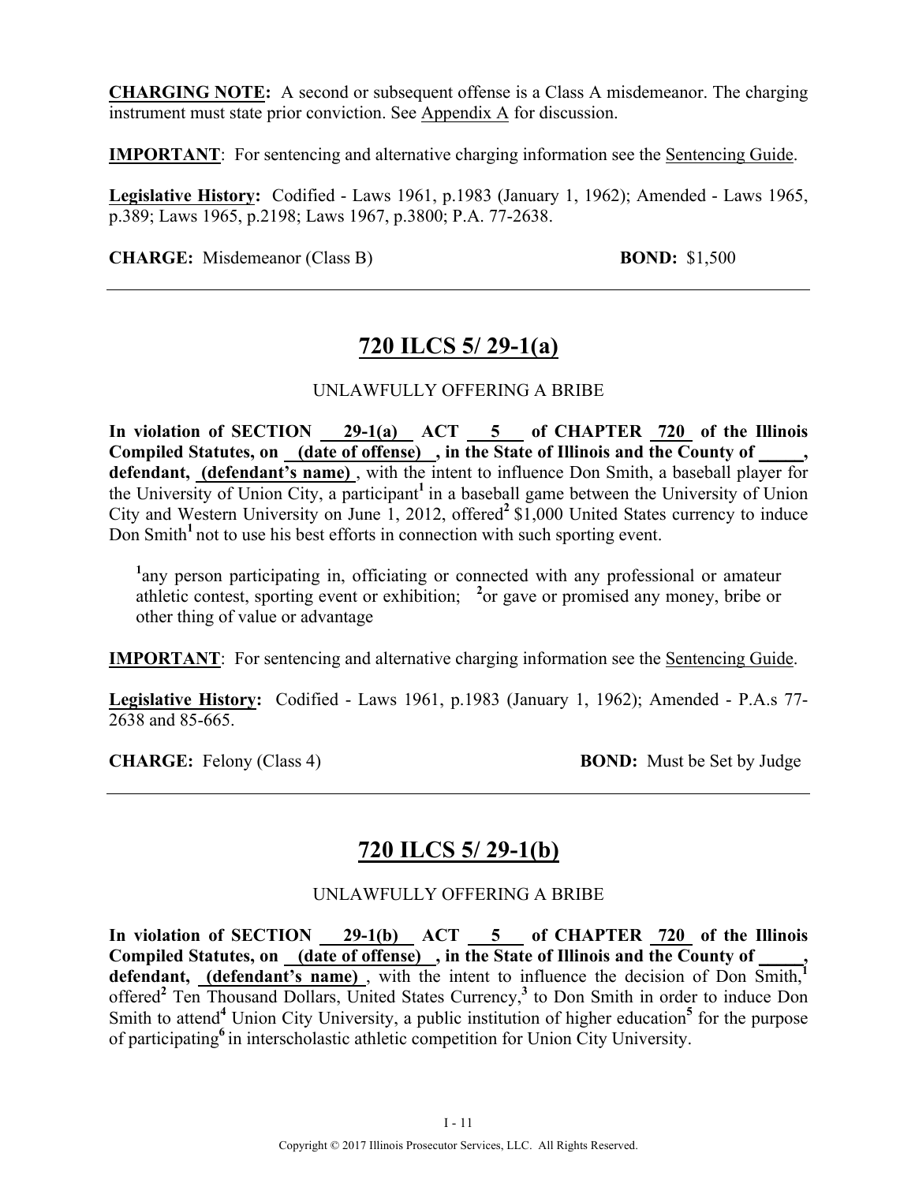**CHARGING NOTE:** A second or subsequent offense is a Class A misdemeanor. The charging instrument must state prior conviction. See Appendix A for discussion.

**IMPORTANT**: For sentencing and alternative charging information see the Sentencing Guide.

**Legislative History:** Codified - Laws 1961, p.1983 (January 1, 1962); Amended - Laws 1965, p.389; Laws 1965, p.2198; Laws 1967, p.3800; P.A. 77-2638.

**CHARGE:** Misdemeanor (Class B) **BOND:** $1,500

---

## 720 ILCS 5/ 29-1(a)

UNLAWFULLY OFFERING A BRIBE

**In violation of SECTION 29-1(a) ACT 5 of CHAPTER 720 of the Illinois Compiled Statutes, on (date of offense), in the State of Illinois and the County of \_\_\_\_\_, defendant, (defendant's name)**, with the intent to influence Don Smith, a baseball player for the University of Union City, a participant[1] in a baseball game between the University of Union City and Western University on June 1, 2012, offered[2] $1,000 United States currency to induce Don Smith[1] not to use his best efforts in connection with such sporting event.

[1]any person participating in, officiating or connected with any professional or amateur athletic contest, sporting event or exhibition; [2]or gave or promised any money, bribe or other thing of value or advantage

**IMPORTANT**: For sentencing and alternative charging information see the Sentencing Guide.

**Legislative History:** Codified - Laws 1961, p.1983 (January 1, 1962); Amended - P.A.s 77-2638 and 85-665.

**CHARGE:** Felony (Class 4) **BOND:** Must be Set by Judge

---

## 720 ILCS 5/ 29-1(b)

UNLAWFULLY OFFERING A BRIBE

**In violation of SECTION 29-1(b) ACT 5 of CHAPTER 720 of the Illinois Compiled Statutes, on (date of offense), in the State of Illinois and the County of \_\_\_\_\_, defendant, (defendant's name)**, with the intent to influence the decision of Don Smith,[1] offered[2] Ten Thousand Dollars, United States Currency,[3] to Don Smith in order to induce Don Smith to attend[4] Union City University, a public institution of higher education[5] for the purpose of participating[6] in interscholastic athletic competition for Union City University.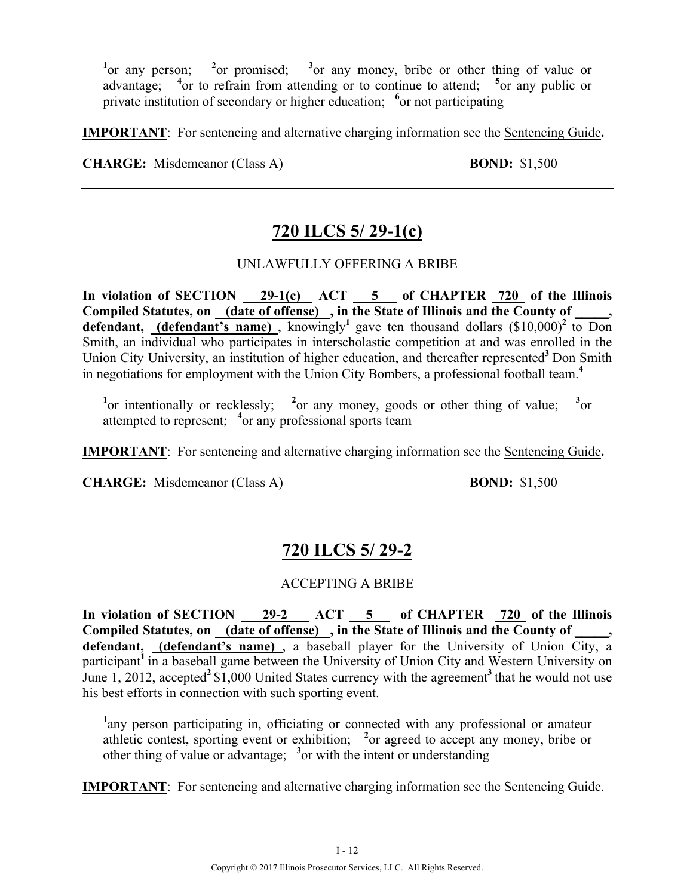[1]or any person; [2]or promised; [3]or any money, bribe or other thing of value or advantage; [4]or to refrain from attending or to continue to attend; [5]or any public or private institution of secondary or higher education; [6]or not participating

**IMPORTANT**: For sentencing and alternative charging information see the Sentencing Guide**.**

**CHARGE:** Misdemeanor (Class A) **BOND:** $1,500

---

## 720 ILCS 5/ 29-1(c)

UNLAWFULLY OFFERING A BRIBE

**In violation of SECTION 29-1(c) ACT 5 of CHAPTER 720 of the Illinois Compiled Statutes, on (date of offense) , in the State of Illinois and the County of \_\_\_\_\_, defendant, (defendant's name)** , knowingly[1] gave ten thousand dollars ($10,000)[2] to Don Smith, an individual who participates in interscholastic competition at and was enrolled in the Union City University, an institution of higher education, and thereafter represented[3] Don Smith in negotiations for employment with the Union City Bombers, a professional football team.[4]

[1]or intentionally or recklessly; [2]or any money, goods or other thing of value; [3]or attempted to represent; [4]or any professional sports team

**IMPORTANT**: For sentencing and alternative charging information see the Sentencing Guide**.**

**CHARGE:** Misdemeanor (Class A) **BOND:** $1,500

---

## 720 ILCS 5/ 29-2

ACCEPTING A BRIBE

**In violation of SECTION 29-2 ACT 5 of CHAPTER 720 of the Illinois Compiled Statutes, on (date of offense) , in the State of Illinois and the County of \_\_\_\_\_, defendant, (defendant's name)** , a baseball player for the University of Union City, a participant[1] in a baseball game between the University of Union City and Western University on June 1, 2012, accepted[2] $1,000 United States currency with the agreement[3] that he would not use his best efforts in connection with such sporting event.

[1]any person participating in, officiating or connected with any professional or amateur athletic contest, sporting event or exhibition; [2]or agreed to accept any money, bribe or other thing of value or advantage; [3]or with the intent or understanding

**IMPORTANT**: For sentencing and alternative charging information see the Sentencing Guide.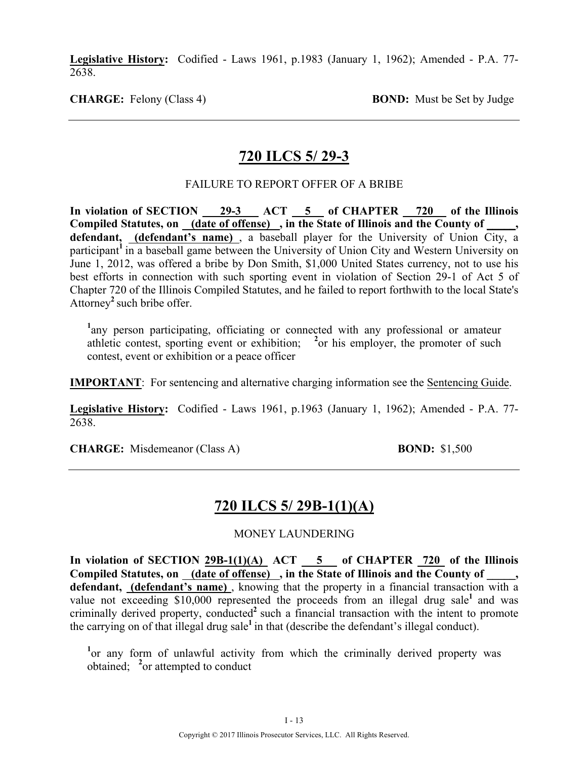**Legislative History:** Codified - Laws 1961, p.1983 (January 1, 1962); Amended - P.A. 77-2638.

**CHARGE:** Felony (Class 4) **BOND:** Must be Set by Judge

---

## 720 ILCS 5/ 29-3

FAILURE TO REPORT OFFER OF A BRIBE

**In violation of SECTION 29-3 ACT 5 of CHAPTER 720 of the Illinois Compiled Statutes, on (date of offense) , in the State of Illinois and the County of _____, defendant, (defendant's name)** , a baseball player for the University of Union City, a participant[1] in a baseball game between the University of Union City and Western University on June 1, 2012, was offered a bribe by Don Smith, $1,000 United States currency, not to use his best efforts in connection with such sporting event in violation of Section 29-1 of Act 5 of Chapter 720 of the Illinois Compiled Statutes, and he failed to report forthwith to the local State's Attorney[2] such bribe offer.

[1]any person participating, officiating or connected with any professional or amateur athletic contest, sporting event or exhibition; [2]or his employer, the promoter of such contest, event or exhibition or a peace officer

**IMPORTANT**: For sentencing and alternative charging information see the Sentencing Guide.

**Legislative History:** Codified - Laws 1961, p.1963 (January 1, 1962); Amended - P.A. 77-2638.

**CHARGE:** Misdemeanor (Class A) **BOND:** $1,500

---

## 720 ILCS 5/ 29B-1(1)(A)

MONEY LAUNDERING

**In violation of SECTION 29B-1(1)(A) ACT 5 of CHAPTER 720 of the Illinois Compiled Statutes, on (date of offense) , in the State of Illinois and the County of _____, defendant, (defendant's name)** , knowing that the property in a financial transaction with a value not exceeding $10,000 represented the proceeds from an illegal drug sale[1] and was criminally derived property, conducted[2] such a financial transaction with the intent to promote the carrying on of that illegal drug sale[1] in that (describe the defendant's illegal conduct).

[1]or any form of unlawful activity from which the criminally derived property was obtained; [2]or attempted to conduct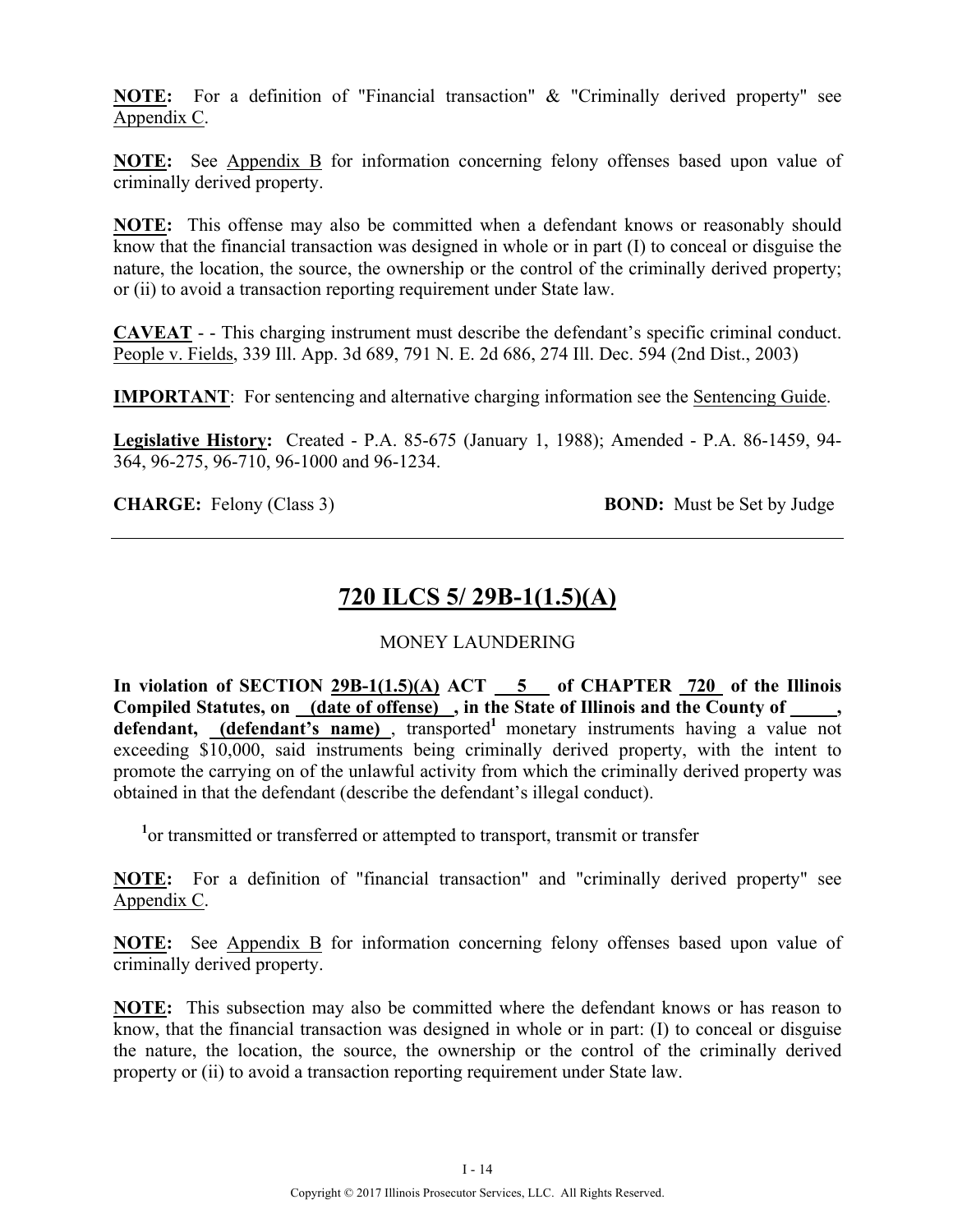**NOTE:** For a definition of "Financial transaction" & "Criminally derived property" see Appendix C.

**NOTE:** See Appendix B for information concerning felony offenses based upon value of criminally derived property.

**NOTE:** This offense may also be committed when a defendant knows or reasonably should know that the financial transaction was designed in whole or in part (I) to conceal or disguise the nature, the location, the source, the ownership or the control of the criminally derived property; or (ii) to avoid a transaction reporting requirement under State law.

**CAVEAT** - - This charging instrument must describe the defendant's specific criminal conduct. People v. Fields, 339 Ill. App. 3d 689, 791 N. E. 2d 686, 274 Ill. Dec. 594 (2nd Dist., 2003)

**IMPORTANT**: For sentencing and alternative charging information see the Sentencing Guide.

**Legislative History:** Created - P.A. 85-675 (January 1, 1988); Amended - P.A. 86-1459, 94-364, 96-275, 96-710, 96-1000 and 96-1234.

**CHARGE:** Felony (Class 3) **BOND:** Must be Set by Judge

---

## 720 ILCS 5/ 29B-1(1.5)(A)

MONEY LAUNDERING

**In violation of SECTION 29B-1(1.5)(A) ACT 5 of CHAPTER 720 of the Illinois Compiled Statutes, on (date of offense), in the State of Illinois and the County of \_\_\_\_\_, defendant, (defendant's name)**, transported[1] monetary instruments having a value not exceeding $10,000, said instruments being criminally derived property, with the intent to promote the carrying on of the unlawful activity from which the criminally derived property was obtained in that the defendant (describe the defendant's illegal conduct).

[1]or transmitted or transferred or attempted to transport, transmit or transfer

**NOTE:** For a definition of "financial transaction" and "criminally derived property" see Appendix C.

**NOTE:** See Appendix B for information concerning felony offenses based upon value of criminally derived property.

**NOTE:** This subsection may also be committed where the defendant knows or has reason to know, that the financial transaction was designed in whole or in part: (I) to conceal or disguise the nature, the location, the source, the ownership or the control of the criminally derived property or (ii) to avoid a transaction reporting requirement under State law.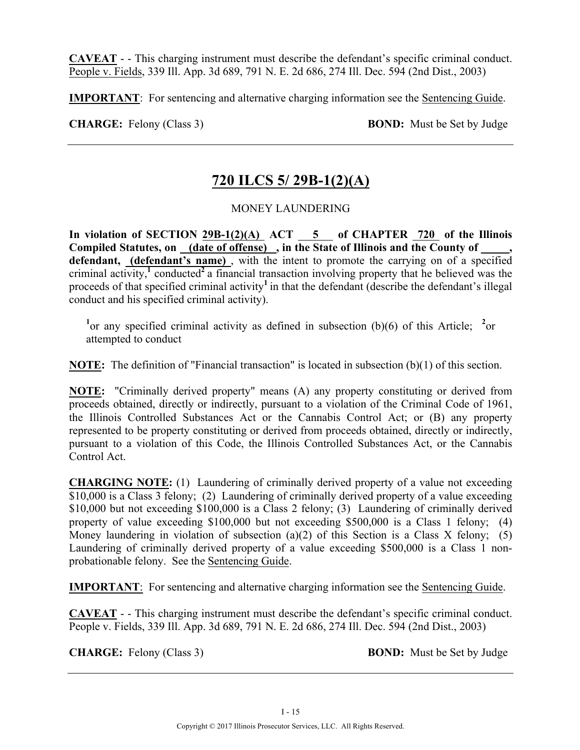**CAVEAT** - - This charging instrument must describe the defendant's specific criminal conduct. People v. Fields, 339 Ill. App. 3d 689, 791 N. E. 2d 686, 274 Ill. Dec. 594 (2nd Dist., 2003)

**IMPORTANT**: For sentencing and alternative charging information see the Sentencing Guide.

**CHARGE:** Felony (Class 3) **BOND:** Must be Set by Judge

---

## 720 ILCS 5/ 29B-1(2)(A)

MONEY LAUNDERING

**In violation of SECTION 29B-1(2)(A) ACT 5 of CHAPTER 720 of the Illinois Compiled Statutes, on (date of offense) , in the State of Illinois and the County of \_\_\_\_\_, defendant, (defendant's name)** , with the intent to promote the carrying on of a specified criminal activity,[1] conducted[2] a financial transaction involving property that he believed was the proceeds of that specified criminal activity[1] in that the defendant (describe the defendant's illegal conduct and his specified criminal activity).

[1]or any specified criminal activity as defined in subsection (b)(6) of this Article; [2]or attempted to conduct

**NOTE:** The definition of "Financial transaction" is located in subsection (b)(1) of this section.

**NOTE:** "Criminally derived property" means (A) any property constituting or derived from proceeds obtained, directly or indirectly, pursuant to a violation of the Criminal Code of 1961, the Illinois Controlled Substances Act or the Cannabis Control Act; or (B) any property represented to be property constituting or derived from proceeds obtained, directly or indirectly, pursuant to a violation of this Code, the Illinois Controlled Substances Act, or the Cannabis Control Act.

**CHARGING NOTE:** (1) Laundering of criminally derived property of a value not exceeding \$10,000 is a Class 3 felony; (2) Laundering of criminally derived property of a value exceeding \$10,000 but not exceeding \$100,000 is a Class 2 felony; (3) Laundering of criminally derived property of value exceeding \$100,000 but not exceeding \$500,000 is a Class 1 felony; (4) Money laundering in violation of subsection (a)(2) of this Section is a Class X felony; (5) Laundering of criminally derived property of a value exceeding \$500,000 is a Class 1 non-probationable felony. See the Sentencing Guide.

**IMPORTANT**: For sentencing and alternative charging information see the Sentencing Guide.

**CAVEAT** - - This charging instrument must describe the defendant's specific criminal conduct. People v. Fields, 339 Ill. App. 3d 689, 791 N. E. 2d 686, 274 Ill. Dec. 594 (2nd Dist., 2003)

**CHARGE:** Felony (Class 3) **BOND:** Must be Set by Judge

---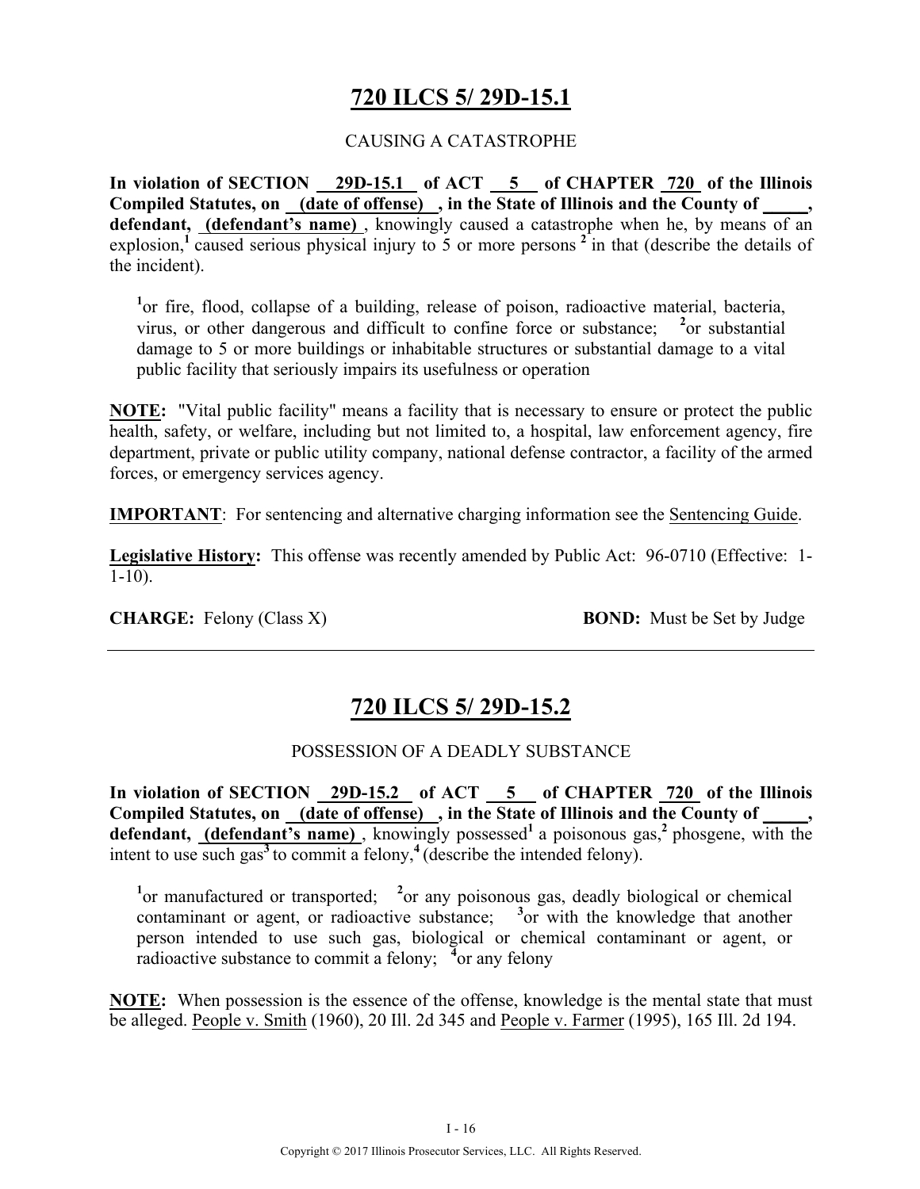# 720 ILCS 5/ 29D-15.1

CAUSING A CATASTROPHE

**In violation of SECTION 29D-15.1 of ACT 5 of CHAPTER 720 of the Illinois Compiled Statutes, on (date of offense), in the State of Illinois and the County of \_\_\_\_\_, defendant, (defendant's name)**, knowingly caused a catastrophe when he, by means of an explosion,[1] caused serious physical injury to 5 or more persons [2] in that (describe the details of the incident).

[1]or fire, flood, collapse of a building, release of poison, radioactive material, bacteria, virus, or other dangerous and difficult to confine force or substance; [2]or substantial damage to 5 or more buildings or inhabitable structures or substantial damage to a vital public facility that seriously impairs its usefulness or operation

**NOTE:** "Vital public facility" means a facility that is necessary to ensure or protect the public health, safety, or welfare, including but not limited to, a hospital, law enforcement agency, fire department, private or public utility company, national defense contractor, a facility of the armed forces, or emergency services agency.

**IMPORTANT**: For sentencing and alternative charging information see the Sentencing Guide.

**Legislative History:** This offense was recently amended by Public Act: 96-0710 (Effective: 1-1-10).

**CHARGE:** Felony (Class X) **BOND:** Must be Set by Judge

---

# 720 ILCS 5/ 29D-15.2

POSSESSION OF A DEADLY SUBSTANCE

**In violation of SECTION 29D-15.2 of ACT 5 of CHAPTER 720 of the Illinois Compiled Statutes, on (date of offense), in the State of Illinois and the County of \_\_\_\_\_, defendant, (defendant's name)**, knowingly possessed[1] a poisonous gas,[2] phosgene, with the intent to use such gas[3] to commit a felony,[4] (describe the intended felony).

[1]or manufactured or transported; [2]or any poisonous gas, deadly biological or chemical contaminant or agent, or radioactive substance; [3]or with the knowledge that another person intended to use such gas, biological or chemical contaminant or agent, or radioactive substance to commit a felony; [4]or any felony

**NOTE:** When possession is the essence of the offense, knowledge is the mental state that must be alleged. People v. Smith (1960), 20 Ill. 2d 345 and People v. Farmer (1995), 165 Ill. 2d 194.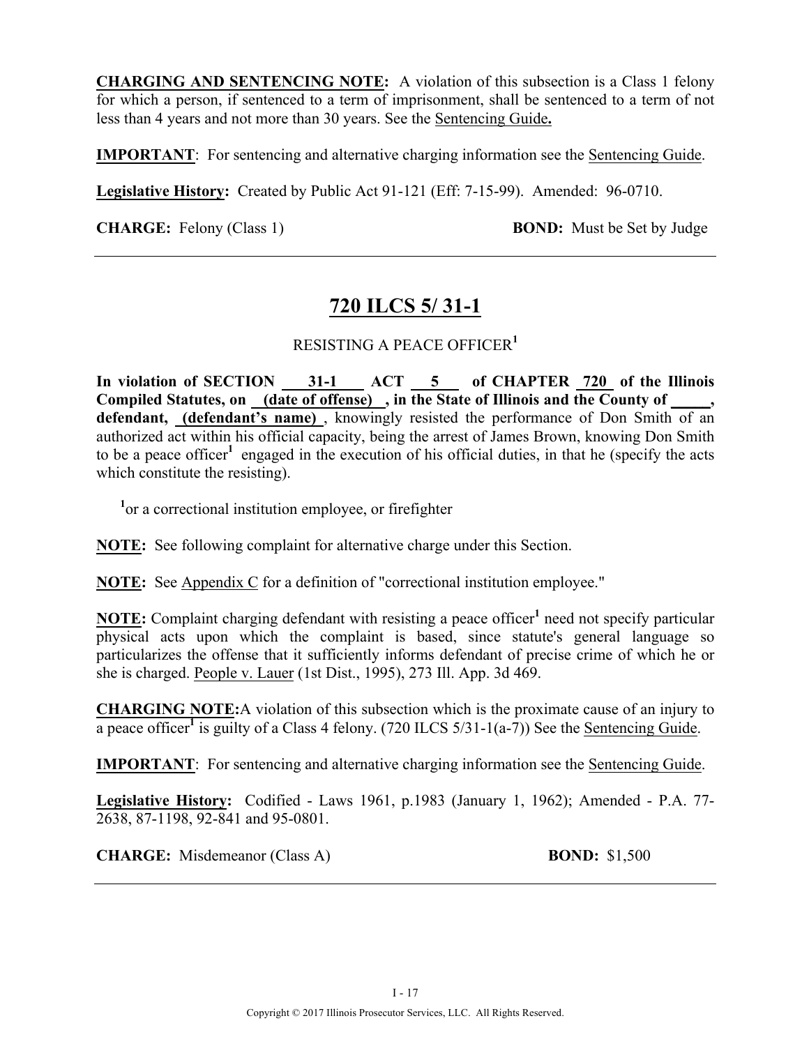**CHARGING AND SENTENCING NOTE:** A violation of this subsection is a Class 1 felony for which a person, if sentenced to a term of imprisonment, shall be sentenced to a term of not less than 4 years and not more than 30 years. See the Sentencing Guide**.**

**IMPORTANT**: For sentencing and alternative charging information see the Sentencing Guide.

**Legislative History:** Created by Public Act 91-121 (Eff: 7-15-99). Amended: 96-0710.

**CHARGE:** Felony (Class 1) **BOND:** Must be Set by Judge

---

## 720 ILCS 5/ 31-1

RESISTING A PEACE OFFICER[1]

**In violation of SECTION 31-1 ACT 5 of CHAPTER 720 of the Illinois Compiled Statutes, on (date of offense) , in the State of Illinois and the County of _____, defendant, (defendant's name)** , knowingly resisted the performance of Don Smith of an authorized act within his official capacity, being the arrest of James Brown, knowing Don Smith to be a peace officer[1] engaged in the execution of his official duties, in that he (specify the acts which constitute the resisting).

[1]or a correctional institution employee, or firefighter

**NOTE:** See following complaint for alternative charge under this Section.

**NOTE:** See Appendix C for a definition of "correctional institution employee."

**NOTE:** Complaint charging defendant with resisting a peace officer[1] need not specify particular physical acts upon which the complaint is based, since statute's general language so particularizes the offense that it sufficiently informs defendant of precise crime of which he or she is charged. People v. Lauer (1st Dist., 1995), 273 Ill. App. 3d 469.

**CHARGING NOTE:** A violation of this subsection which is the proximate cause of an injury to a peace officer[1] is guilty of a Class 4 felony. (720 ILCS 5/31-1(a-7)) See the Sentencing Guide.

**IMPORTANT**: For sentencing and alternative charging information see the Sentencing Guide.

**Legislative History:** Codified - Laws 1961, p.1983 (January 1, 1962); Amended - P.A. 77-2638, 87-1198, 92-841 and 95-0801.

**CHARGE:** Misdemeanor (Class A) **BOND:** $1,500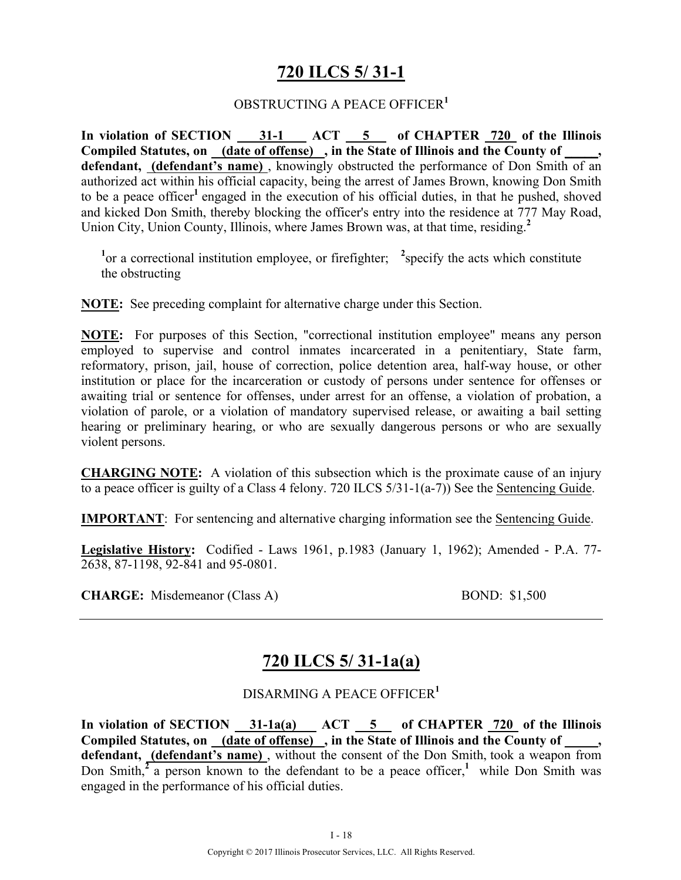# 720 ILCS 5/ 31-1

OBSTRUCTING A PEACE OFFICER[1]

**In violation of SECTION <u>31-1</u> ACT <u>5</u> of CHAPTER <u>720</u> of the Illinois Compiled Statutes, on <u>(date of offense)</u>, in the State of Illinois and the County of \_\_\_\_\_, defendant, <u>(defendant's name)</u>**, knowingly obstructed the performance of Don Smith of an authorized act within his official capacity, being the arrest of James Brown, knowing Don Smith to be a peace officer[1] engaged in the execution of his official duties, in that he pushed, shoved and kicked Don Smith, thereby blocking the officer's entry into the residence at 777 May Road, Union City, Union County, Illinois, where James Brown was, at that time, residing.[2]

[1]or a correctional institution employee, or firefighter; [2]specify the acts which constitute the obstructing

**NOTE:** See preceding complaint for alternative charge under this Section.

**NOTE:** For purposes of this Section, "correctional institution employee" means any person employed to supervise and control inmates incarcerated in a penitentiary, State farm, reformatory, prison, jail, house of correction, police detention area, half-way house, or other institution or place for the incarceration or custody of persons under sentence for offenses or awaiting trial or sentence for offenses, under arrest for an offense, a violation of probation, a violation of parole, or a violation of mandatory supervised release, or awaiting a bail setting hearing or preliminary hearing, or who are sexually dangerous persons or who are sexually violent persons.

**CHARGING NOTE:** A violation of this subsection which is the proximate cause of an injury to a peace officer is guilty of a Class 4 felony. 720 ILCS 5/31-1(a-7)) See the <u>Sentencing Guide</u>.

**IMPORTANT**: For sentencing and alternative charging information see the <u>Sentencing Guide</u>.

**Legislative History:** Codified - Laws 1961, p.1983 (January 1, 1962); Amended - P.A. 77-2638, 87-1198, 92-841 and 95-0801.

**CHARGE:** Misdemeanor (Class A) BOND: $1,500

---

# 720 ILCS 5/ 31-1a(a)

DISARMING A PEACE OFFICER[1]

**In violation of SECTION <u>31-1a(a)</u> ACT <u>5</u> of CHAPTER <u>720</u> of the Illinois Compiled Statutes, on <u>(date of offense)</u>, in the State of Illinois and the County of \_\_\_\_\_, defendant, <u>(defendant's name)</u>**, without the consent of the Don Smith, took a weapon from Don Smith,[2] a person known to the defendant to be a peace officer,[1] while Don Smith was engaged in the performance of his official duties.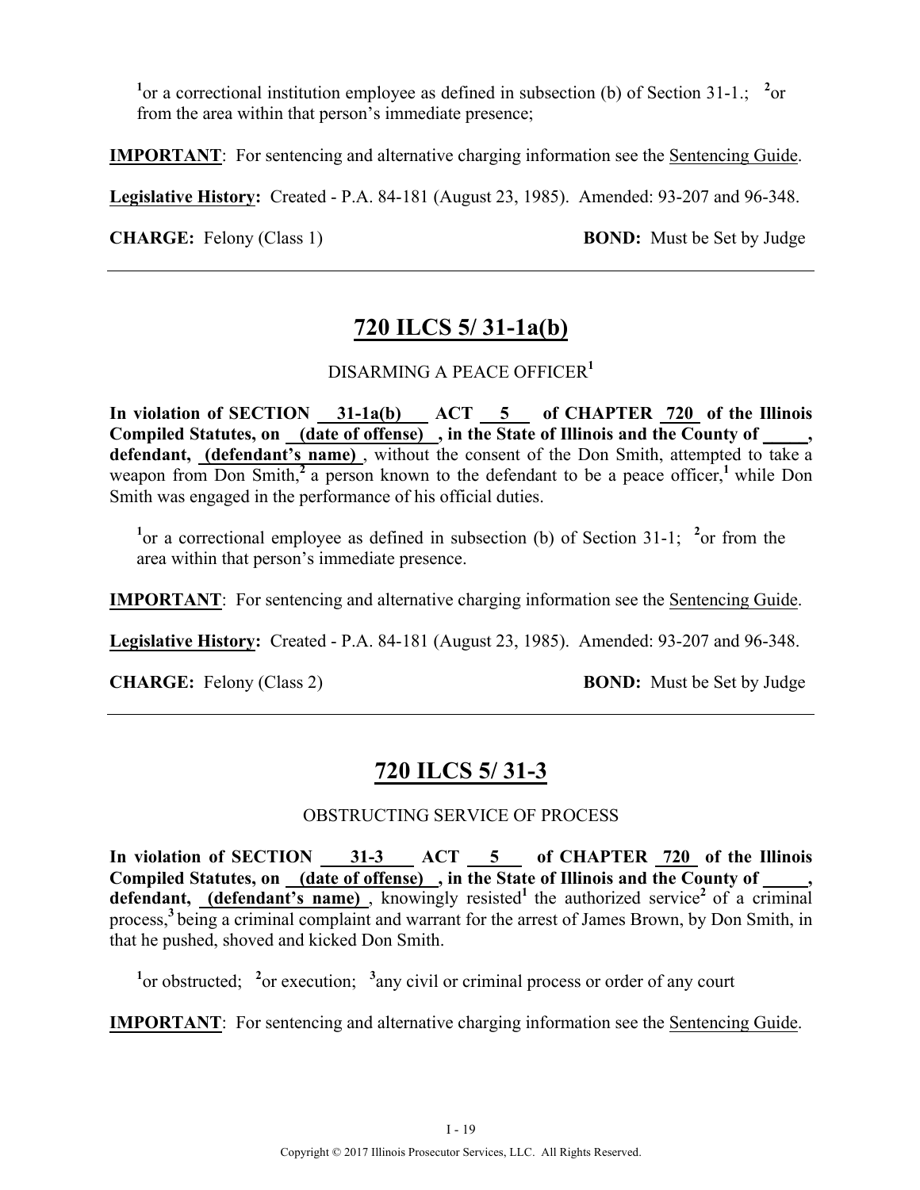[1]or a correctional institution employee as defined in subsection (b) of Section 31-1.; [2]or from the area within that person's immediate presence;

**IMPORTANT**: For sentencing and alternative charging information see the Sentencing Guide.

**Legislative History:** Created - P.A. 84-181 (August 23, 1985). Amended: 93-207 and 96-348.

**CHARGE:** Felony (Class 1) **BOND:** Must be Set by Judge

---

## 720 ILCS 5/ 31-1a(b)

DISARMING A PEACE OFFICER[1]

**In violation of SECTION 31-1a(b) ACT 5 of CHAPTER 720 of the Illinois Compiled Statutes, on (date of offense) , in the State of Illinois and the County of _____, defendant, (defendant's name)** , without the consent of the Don Smith, attempted to take a weapon from Don Smith,[2] a person known to the defendant to be a peace officer,[1] while Don Smith was engaged in the performance of his official duties.

[1]or a correctional employee as defined in subsection (b) of Section 31-1; [2]or from the area within that person's immediate presence.

**IMPORTANT**: For sentencing and alternative charging information see the Sentencing Guide.

**Legislative History:** Created - P.A. 84-181 (August 23, 1985). Amended: 93-207 and 96-348.

**CHARGE:** Felony (Class 2) **BOND:** Must be Set by Judge

---

## 720 ILCS 5/ 31-3

OBSTRUCTING SERVICE OF PROCESS

**In violation of SECTION 31-3 ACT 5 of CHAPTER 720 of the Illinois Compiled Statutes, on (date of offense) , in the State of Illinois and the County of _____, defendant, (defendant's name)** , knowingly resisted[1] the authorized service[2] of a criminal process,[3] being a criminal complaint and warrant for the arrest of James Brown, by Don Smith, in that he pushed, shoved and kicked Don Smith.

[1]or obstructed; [2]or execution; [3]any civil or criminal process or order of any court

**IMPORTANT**: For sentencing and alternative charging information see the Sentencing Guide.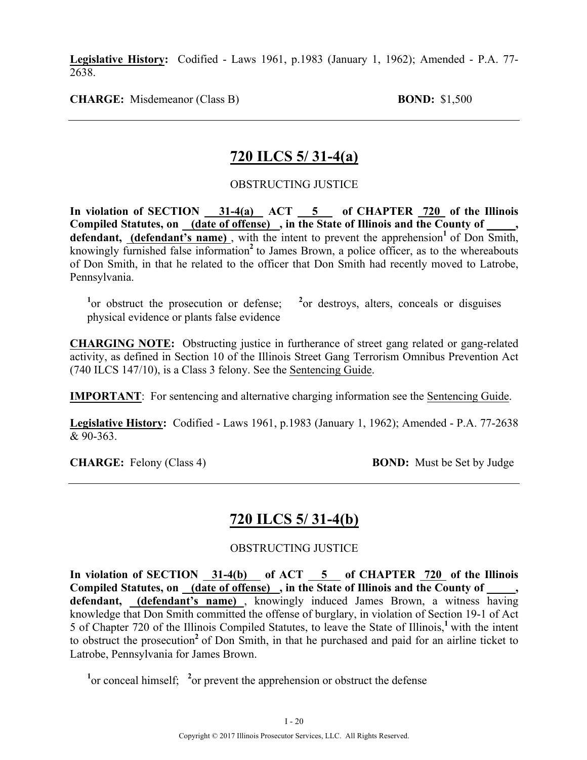**Legislative History:** Codified - Laws 1961, p.1983 (January 1, 1962); Amended - P.A. 77-2638.

**CHARGE:** Misdemeanor (Class B) **BOND:** $1,500

---

## 720 ILCS 5/ 31-4(a)

OBSTRUCTING JUSTICE

**In violation of SECTION 31-4(a) ACT 5 of CHAPTER 720 of the Illinois Compiled Statutes, on (date of offense), in the State of Illinois and the County of _____, defendant, (defendant's name)**, with the intent to prevent the apprehension[1] of Don Smith, knowingly furnished false information[2] to James Brown, a police officer, as to the whereabouts of Don Smith, in that he related to the officer that Don Smith had recently moved to Latrobe, Pennsylvania.

[1]or obstruct the prosecution or defense; [2]or destroys, alters, conceals or disguises physical evidence or plants false evidence

**CHARGING NOTE:** Obstructing justice in furtherance of street gang related or gang-related activity, as defined in Section 10 of the Illinois Street Gang Terrorism Omnibus Prevention Act (740 ILCS 147/10), is a Class 3 felony. See the Sentencing Guide.

**IMPORTANT**: For sentencing and alternative charging information see the Sentencing Guide.

**Legislative History:** Codified - Laws 1961, p.1983 (January 1, 1962); Amended - P.A. 77-2638 & 90-363.

**CHARGE:** Felony (Class 4) **BOND:** Must be Set by Judge

---

## 720 ILCS 5/ 31-4(b)

OBSTRUCTING JUSTICE

**In violation of SECTION 31-4(b) of ACT 5 of CHAPTER 720 of the Illinois Compiled Statutes, on (date of offense), in the State of Illinois and the County of _____, defendant, (defendant's name)**, knowingly induced James Brown, a witness having knowledge that Don Smith committed the offense of burglary, in violation of Section 19-1 of Act 5 of Chapter 720 of the Illinois Compiled Statutes, to leave the State of Illinois,[1] with the intent to obstruct the prosecution[2] of Don Smith, in that he purchased and paid for an airline ticket to Latrobe, Pennsylvania for James Brown.

[1]or conceal himself; [2]or prevent the apprehension or obstruct the defense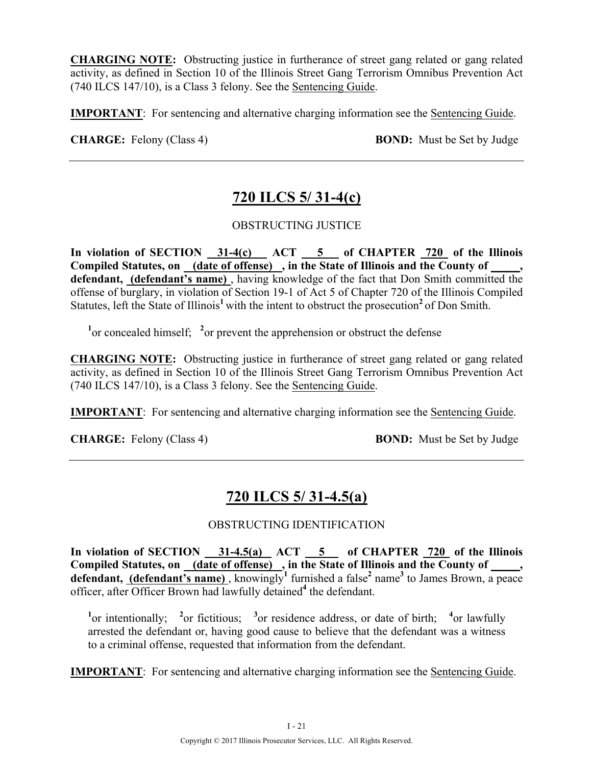**CHARGING NOTE:** Obstructing justice in furtherance of street gang related or gang related activity, as defined in Section 10 of the Illinois Street Gang Terrorism Omnibus Prevention Act (740 ILCS 147/10), is a Class 3 felony. See the Sentencing Guide.

**IMPORTANT**: For sentencing and alternative charging information see the Sentencing Guide.

**CHARGE:** Felony (Class 4) **BOND:** Must be Set by Judge

---

## 720 ILCS 5/ 31-4(c)

OBSTRUCTING JUSTICE

**In violation of SECTION 31-4(c) ACT 5 of CHAPTER 720 of the Illinois Compiled Statutes, on (date of offense) , in the State of Illinois and the County of _____, defendant, (defendant's name)** , having knowledge of the fact that Don Smith committed the offense of burglary, in violation of Section 19-1 of Act 5 of Chapter 720 of the Illinois Compiled Statutes, left the State of Illinois[1] with the intent to obstruct the prosecution[2] of Don Smith.

[1]or concealed himself; [2]or prevent the apprehension or obstruct the defense

**CHARGING NOTE:** Obstructing justice in furtherance of street gang related or gang related activity, as defined in Section 10 of the Illinois Street Gang Terrorism Omnibus Prevention Act (740 ILCS 147/10), is a Class 3 felony. See the Sentencing Guide.

**IMPORTANT**: For sentencing and alternative charging information see the Sentencing Guide.

**CHARGE:** Felony (Class 4) **BOND:** Must be Set by Judge

---

## 720 ILCS 5/ 31-4.5(a)

OBSTRUCTING IDENTIFICATION

**In violation of SECTION 31-4.5(a) ACT 5 of CHAPTER 720 of the Illinois Compiled Statutes, on (date of offense) , in the State of Illinois and the County of _____, defendant, (defendant's name)** , knowingly[1] furnished a false[2] name[3] to James Brown, a peace officer, after Officer Brown had lawfully detained[4] the defendant.

[1]or intentionally; [2]or fictitious; [3]or residence address, or date of birth; [4]or lawfully arrested the defendant or, having good cause to believe that the defendant was a witness to a criminal offense, requested that information from the defendant.

**IMPORTANT**: For sentencing and alternative charging information see the Sentencing Guide.

Copyright © 2017 Illinois Prosecutor Services, LLC. All Rights Reserved.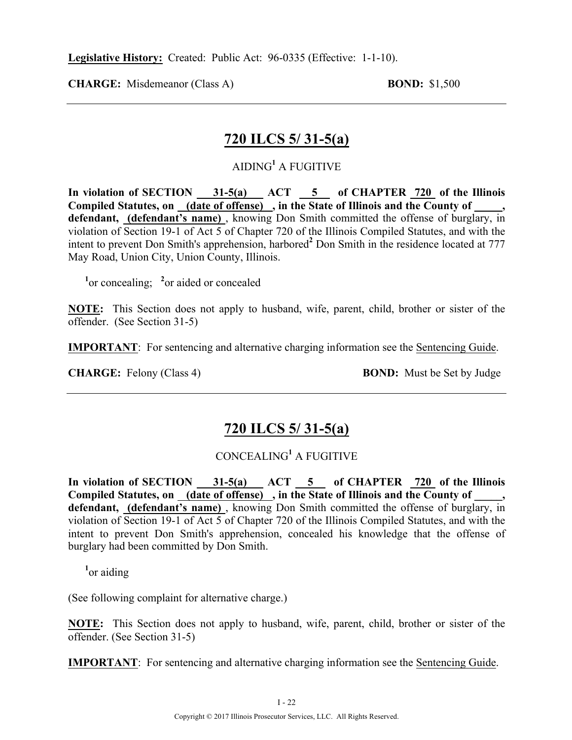**Legislative History:** Created: Public Act: 96-0335 (Effective: 1-1-10).

**CHARGE:** Misdemeanor (Class A) **BOND:** $1,500

---

## 720 ILCS 5/ 31-5(a)

AIDING[1] A FUGITIVE

**In violation of SECTION 31-5(a) ACT 5 of CHAPTER 720 of the Illinois Compiled Statutes, on (date of offense) , in the State of Illinois and the County of _____, defendant, (defendant's name)** , knowing Don Smith committed the offense of burglary, in violation of Section 19-1 of Act 5 of Chapter 720 of the Illinois Compiled Statutes, and with the intent to prevent Don Smith's apprehension, harbored[2] Don Smith in the residence located at 777 May Road, Union City, Union County, Illinois.

[1]or concealing; [2]or aided or concealed

**NOTE:** This Section does not apply to husband, wife, parent, child, brother or sister of the offender. (See Section 31-5)

**IMPORTANT**: For sentencing and alternative charging information see the Sentencing Guide.

**CHARGE:** Felony (Class 4) **BOND:** Must be Set by Judge

---

## 720 ILCS 5/ 31-5(a)

CONCEALING[1] A FUGITIVE

**In violation of SECTION 31-5(a) ACT 5 of CHAPTER 720 of the Illinois Compiled Statutes, on (date of offense) , in the State of Illinois and the County of _____, defendant, (defendant's name)** , knowing Don Smith committed the offense of burglary, in violation of Section 19-1 of Act 5 of Chapter 720 of the Illinois Compiled Statutes, and with the intent to prevent Don Smith's apprehension, concealed his knowledge that the offense of burglary had been committed by Don Smith.

[1]or aiding

(See following complaint for alternative charge.)

**NOTE:** This Section does not apply to husband, wife, parent, child, brother or sister of the offender. (See Section 31-5)

**IMPORTANT**: For sentencing and alternative charging information see the Sentencing Guide.

Copyright © 2017 Illinois Prosecutor Services, LLC. All Rights Reserved.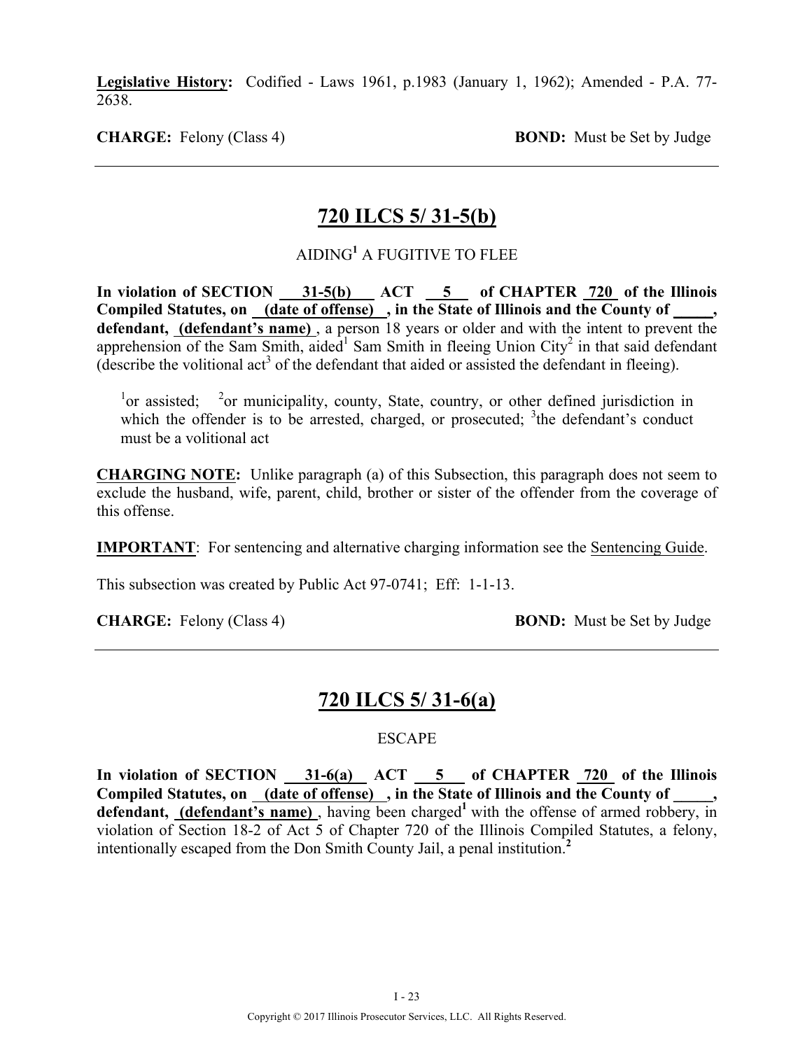**Legislative History:** Codified - Laws 1961, p.1983 (January 1, 1962); Amended - P.A. 77-2638.

**CHARGE:** Felony (Class 4) **BOND:** Must be Set by Judge

---

## 720 ILCS 5/ 31-5(b)

AIDING[1] A FUGITIVE TO FLEE

**In violation of SECTION 31-5(b) ACT 5 of CHAPTER 720 of the Illinois Compiled Statutes, on (date of offense) , in the State of Illinois and the County of _____, defendant, (defendant's name)** , a person 18 years or older and with the intent to prevent the apprehension of the Sam Smith, aided[1] Sam Smith in fleeing Union City[2] in that said defendant (describe the volitional act[3] of the defendant that aided or assisted the defendant in fleeing).

[1]or assisted; [2]or municipality, county, State, country, or other defined jurisdiction in which the offender is to be arrested, charged, or prosecuted; [3]the defendant's conduct must be a volitional act

**CHARGING NOTE:** Unlike paragraph (a) of this Subsection, this paragraph does not seem to exclude the husband, wife, parent, child, brother or sister of the offender from the coverage of this offense.

**IMPORTANT**: For sentencing and alternative charging information see the Sentencing Guide.

This subsection was created by Public Act 97-0741; Eff: 1-1-13.

**CHARGE:** Felony (Class 4) **BOND:** Must be Set by Judge

---

## 720 ILCS 5/ 31-6(a)

ESCAPE

**In violation of SECTION 31-6(a) ACT 5 of CHAPTER 720 of the Illinois Compiled Statutes, on (date of offense) , in the State of Illinois and the County of _____, defendant, (defendant's name)** , having been charged[1] with the offense of armed robbery, in violation of Section 18-2 of Act 5 of Chapter 720 of the Illinois Compiled Statutes, a felony, intentionally escaped from the Don Smith County Jail, a penal institution.[2]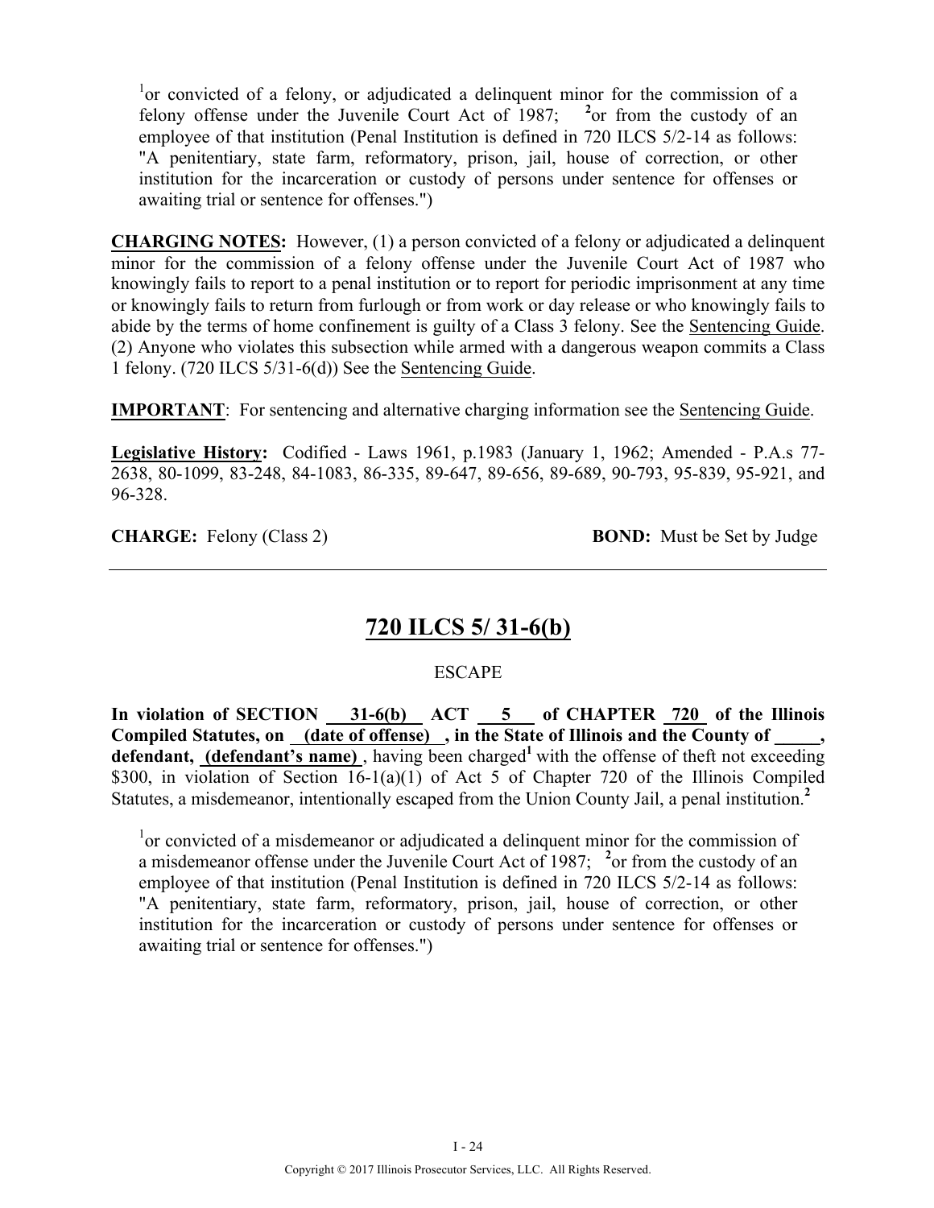[1]or convicted of a felony, or adjudicated a delinquent minor for the commission of a felony offense under the Juvenile Court Act of 1987; [2]or from the custody of an employee of that institution (Penal Institution is defined in 720 ILCS 5/2-14 as follows: "A penitentiary, state farm, reformatory, prison, jail, house of correction, or other institution for the incarceration or custody of persons under sentence for offenses or awaiting trial or sentence for offenses.")

**CHARGING NOTES:** However, (1) a person convicted of a felony or adjudicated a delinquent minor for the commission of a felony offense under the Juvenile Court Act of 1987 who knowingly fails to report to a penal institution or to report for periodic imprisonment at any time or knowingly fails to return from furlough or from work or day release or who knowingly fails to abide by the terms of home confinement is guilty of a Class 3 felony. See the Sentencing Guide. (2) Anyone who violates this subsection while armed with a dangerous weapon commits a Class 1 felony. (720 ILCS 5/31-6(d)) See the Sentencing Guide.

**IMPORTANT**: For sentencing and alternative charging information see the Sentencing Guide.

**Legislative History:** Codified - Laws 1961, p.1983 (January 1, 1962; Amended - P.A.s 77-2638, 80-1099, 83-248, 84-1083, 86-335, 89-647, 89-656, 89-689, 90-793, 95-839, 95-921, and 96-328.

**CHARGE:** Felony (Class 2) **BOND:** Must be Set by Judge

---

## 720 ILCS 5/ 31-6(b)

ESCAPE

**In violation of SECTION 31-6(b) ACT 5 of CHAPTER 720 of the Illinois Compiled Statutes, on (date of offense) , in the State of Illinois and the County of _____, defendant, (defendant's name)** , having been charged[1] with the offense of theft not exceeding $300, in violation of Section 16-1(a)(1) of Act 5 of Chapter 720 of the Illinois Compiled Statutes, a misdemeanor, intentionally escaped from the Union County Jail, a penal institution.[2]

[1]or convicted of a misdemeanor or adjudicated a delinquent minor for the commission of a misdemeanor offense under the Juvenile Court Act of 1987; [2]or from the custody of an employee of that institution (Penal Institution is defined in 720 ILCS 5/2-14 as follows: "A penitentiary, state farm, reformatory, prison, jail, house of correction, or other institution for the incarceration or custody of persons under sentence for offenses or awaiting trial or sentence for offenses.")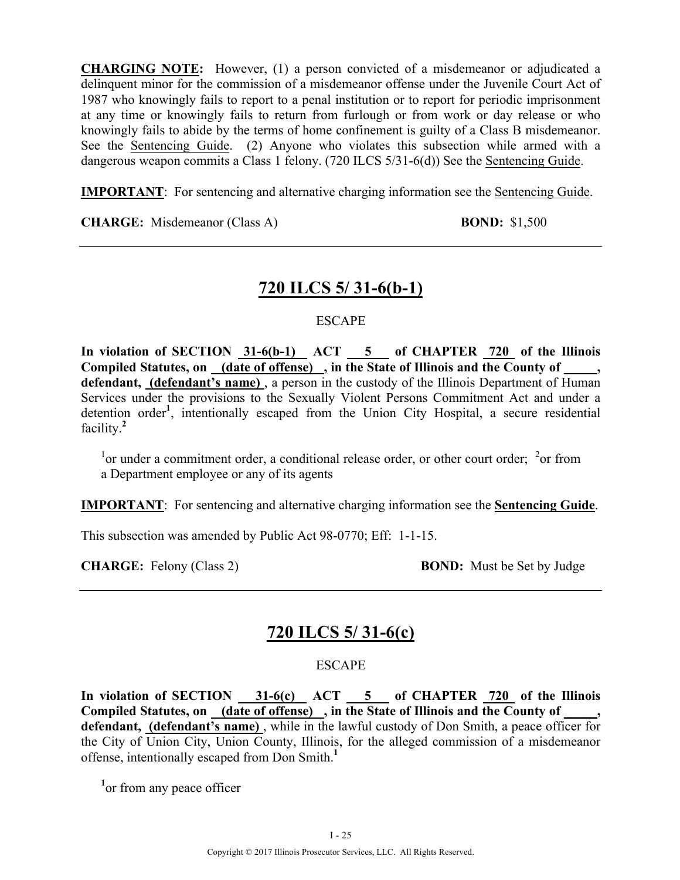**CHARGING NOTE:** However, (1) a person convicted of a misdemeanor or adjudicated a delinquent minor for the commission of a misdemeanor offense under the Juvenile Court Act of 1987 who knowingly fails to report to a penal institution or to report for periodic imprisonment at any time or knowingly fails to return from furlough or from work or day release or who knowingly fails to abide by the terms of home confinement is guilty of a Class B misdemeanor. See the Sentencing Guide. (2) Anyone who violates this subsection while armed with a dangerous weapon commits a Class 1 felony. (720 ILCS 5/31-6(d)) See the Sentencing Guide.

**IMPORTANT**: For sentencing and alternative charging information see the Sentencing Guide.

**CHARGE:** Misdemeanor (Class A) **BOND:** $1,500

---

## 720 ILCS 5/ 31-6(b-1)

ESCAPE

**In violation of SECTION 31-6(b-1) ACT 5 of CHAPTER 720 of the Illinois Compiled Statutes, on (date of offense) , in the State of Illinois and the County of \_\_\_\_\_, defendant, (defendant's name)** , a person in the custody of the Illinois Department of Human Services under the provisions to the Sexually Violent Persons Commitment Act and under a detention order[1], intentionally escaped from the Union City Hospital, a secure residential facility.[2]

[1]or under a commitment order, a conditional release order, or other court order; [2]or from a Department employee or any of its agents

**IMPORTANT**: For sentencing and alternative charging information see the **Sentencing Guide**.

This subsection was amended by Public Act 98-0770; Eff: 1-1-15.

**CHARGE:** Felony (Class 2) **BOND:** Must be Set by Judge

---

## 720 ILCS 5/ 31-6(c)

ESCAPE

**In violation of SECTION 31-6(c) ACT 5 of CHAPTER 720 of the Illinois Compiled Statutes, on (date of offense) , in the State of Illinois and the County of \_\_\_\_\_, defendant, (defendant's name)** , while in the lawful custody of Don Smith, a peace officer for the City of Union City, Union County, Illinois, for the alleged commission of a misdemeanor offense, intentionally escaped from Don Smith.[1]

[1]or from any peace officer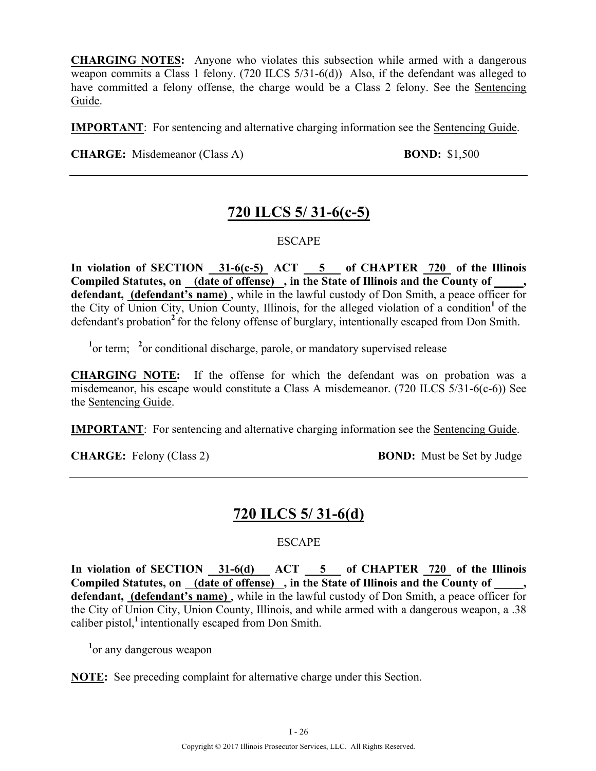**CHARGING NOTES:** Anyone who violates this subsection while armed with a dangerous weapon commits a Class 1 felony. (720 ILCS 5/31-6(d)) Also, if the defendant was alleged to have committed a felony offense, the charge would be a Class 2 felony. See the Sentencing Guide.

**IMPORTANT**: For sentencing and alternative charging information see the Sentencing Guide.

**CHARGE:** Misdemeanor (Class A) **BOND:** $1,500

---

## 720 ILCS 5/ 31-6(c-5)

ESCAPE

**In violation of SECTION 31-6(c-5) ACT 5 of CHAPTER 720 of the Illinois Compiled Statutes, on (date of offense) , in the State of Illinois and the County of _____, defendant, (defendant's name)** , while in the lawful custody of Don Smith, a peace officer for the City of Union City, Union County, Illinois, for the alleged violation of a condition[1] of the defendant's probation[2] for the felony offense of burglary, intentionally escaped from Don Smith.

[1]or term; [2]or conditional discharge, parole, or mandatory supervised release

**CHARGING NOTE:** If the offense for which the defendant was on probation was a misdemeanor, his escape would constitute a Class A misdemeanor. (720 ILCS 5/31-6(c-6)) See the Sentencing Guide.

**IMPORTANT**: For sentencing and alternative charging information see the Sentencing Guide.

**CHARGE:** Felony (Class 2) **BOND:** Must be Set by Judge

---

## 720 ILCS 5/ 31-6(d)

ESCAPE

**In violation of SECTION 31-6(d) ACT 5 of CHAPTER 720 of the Illinois Compiled Statutes, on (date of offense) , in the State of Illinois and the County of _____, defendant, (defendant's name)** , while in the lawful custody of Don Smith, a peace officer for the City of Union City, Union County, Illinois, and while armed with a dangerous weapon, a .38 caliber pistol,[1] intentionally escaped from Don Smith.

[1]or any dangerous weapon

**NOTE:** See preceding complaint for alternative charge under this Section.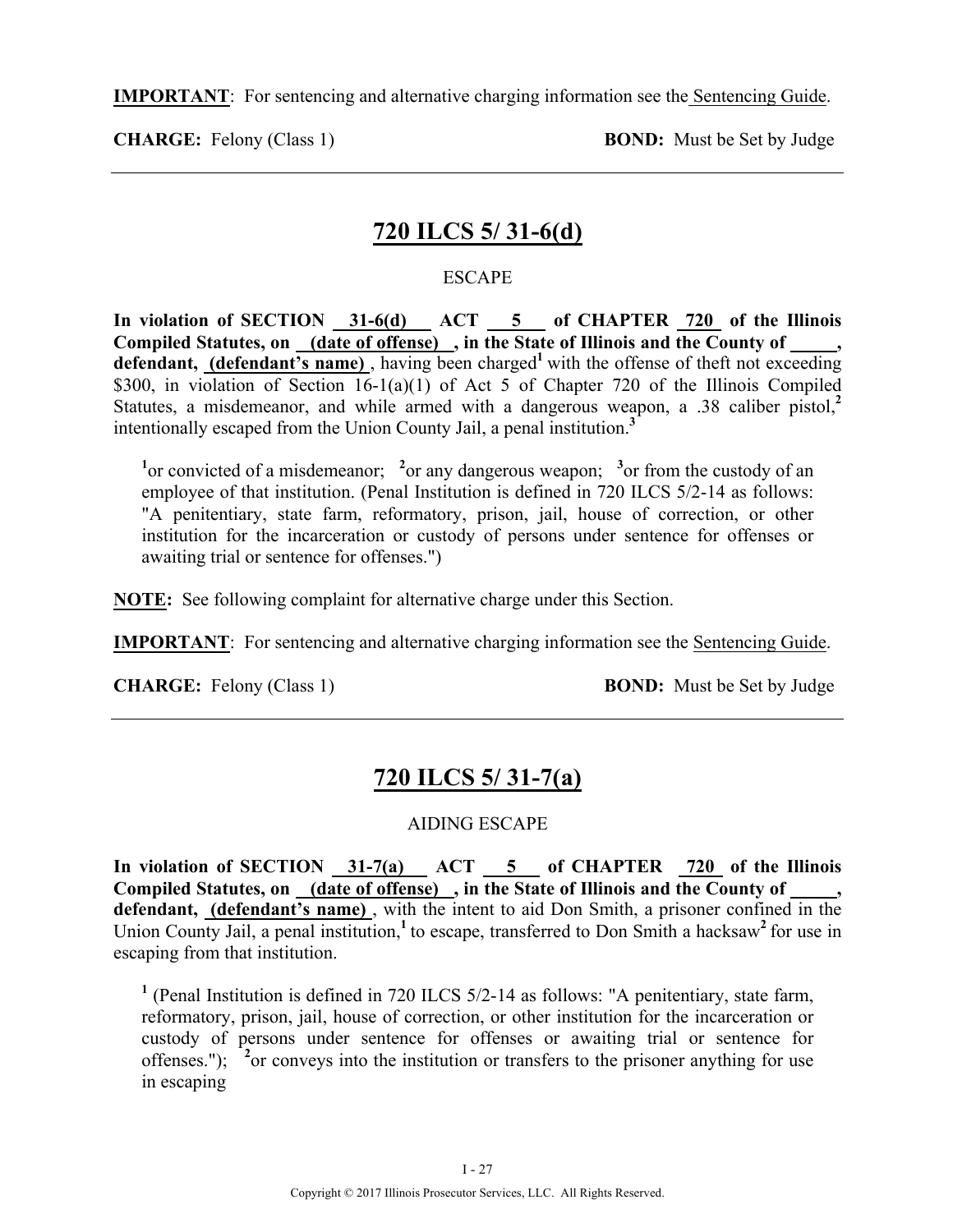**IMPORTANT**: For sentencing and alternative charging information see the Sentencing Guide.

**CHARGE:** Felony (Class 1) **BOND:** Must be Set by Judge

---

## 720 ILCS 5/ 31-6(d)

ESCAPE

**In violation of SECTION 31-6(d) ACT 5 of CHAPTER 720 of the Illinois Compiled Statutes, on (date of offense) , in the State of Illinois and the County of \_\_\_\_\_, defendant, (defendant's name)** , having been charged[1] with the offense of theft not exceeding $300, in violation of Section 16-1(a)(1) of Act 5 of Chapter 720 of the Illinois Compiled Statutes, a misdemeanor, and while armed with a dangerous weapon, a .38 caliber pistol,[2] intentionally escaped from the Union County Jail, a penal institution.[3]

[1]or convicted of a misdemeanor; [2]or any dangerous weapon; [3]or from the custody of an employee of that institution. (Penal Institution is defined in 720 ILCS 5/2-14 as follows: "A penitentiary, state farm, reformatory, prison, jail, house of correction, or other institution for the incarceration or custody of persons under sentence for offenses or awaiting trial or sentence for offenses.")

**NOTE:** See following complaint for alternative charge under this Section.

**IMPORTANT**: For sentencing and alternative charging information see the Sentencing Guide.

**CHARGE:** Felony (Class 1) **BOND:** Must be Set by Judge

---

## 720 ILCS 5/ 31-7(a)

AIDING ESCAPE

**In violation of SECTION 31-7(a) ACT 5 of CHAPTER 720 of the Illinois Compiled Statutes, on (date of offense) , in the State of Illinois and the County of \_\_\_\_\_, defendant, (defendant's name)** , with the intent to aid Don Smith, a prisoner confined in the Union County Jail, a penal institution,[1] to escape, transferred to Don Smith a hacksaw[2] for use in escaping from that institution.

[1] (Penal Institution is defined in 720 ILCS 5/2-14 as follows: "A penitentiary, state farm, reformatory, prison, jail, house of correction, or other institution for the incarceration or custody of persons under sentence for offenses or awaiting trial or sentence for offenses."); [2]or conveys into the institution or transfers to the prisoner anything for use in escaping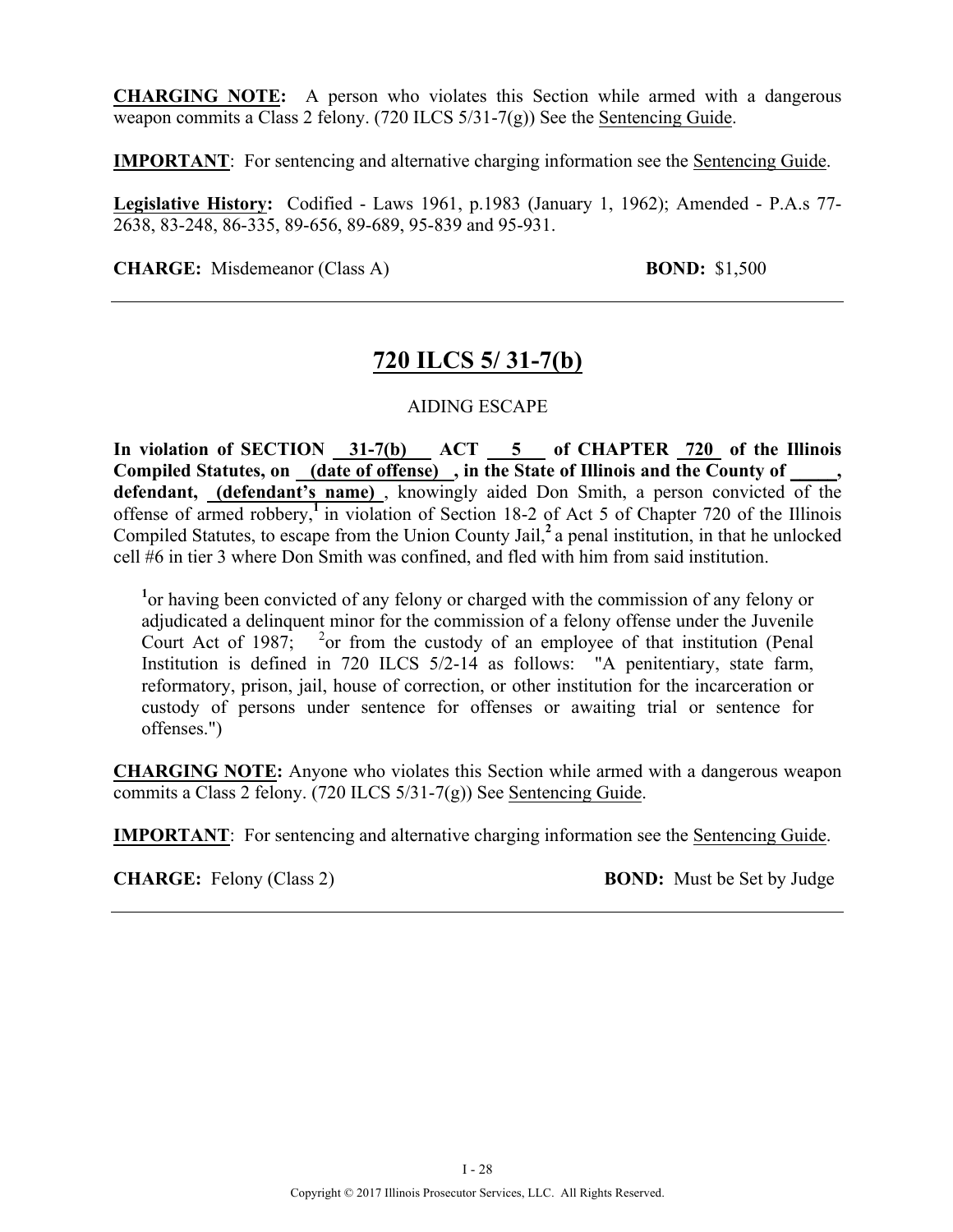**CHARGING NOTE:** A person who violates this Section while armed with a dangerous weapon commits a Class 2 felony. (720 ILCS 5/31-7(g)) See the Sentencing Guide.

**IMPORTANT**: For sentencing and alternative charging information see the Sentencing Guide.

**Legislative History:** Codified - Laws 1961, p.1983 (January 1, 1962); Amended - P.A.s 77-2638, 83-248, 86-335, 89-656, 89-689, 95-839 and 95-931.

**CHARGE:** Misdemeanor (Class A) **BOND:** $1,500

---

## 720 ILCS 5/ 31-7(b)

AIDING ESCAPE

**In violation of SECTION 31-7(b) ACT 5 of CHAPTER 720 of the Illinois Compiled Statutes, on (date of offense) , in the State of Illinois and the County of _____, defendant, (defendant's name)** , knowingly aided Don Smith, a person convicted of the offense of armed robbery,[1] in violation of Section 18-2 of Act 5 of Chapter 720 of the Illinois Compiled Statutes, to escape from the Union County Jail,[2] a penal institution, in that he unlocked cell #6 in tier 3 where Don Smith was confined, and fled with him from said institution.

[1]or having been convicted of any felony or charged with the commission of any felony or adjudicated a delinquent minor for the commission of a felony offense under the Juvenile Court Act of 1987; [2]or from the custody of an employee of that institution (Penal Institution is defined in 720 ILCS 5/2-14 as follows: "A penitentiary, state farm, reformatory, prison, jail, house of correction, or other institution for the incarceration or custody of persons under sentence for offenses or awaiting trial or sentence for offenses.")

**CHARGING NOTE:** Anyone who violates this Section while armed with a dangerous weapon commits a Class 2 felony. (720 ILCS 5/31-7(g)) See Sentencing Guide.

**IMPORTANT**: For sentencing and alternative charging information see the Sentencing Guide.

**CHARGE:** Felony (Class 2) **BOND:** Must be Set by Judge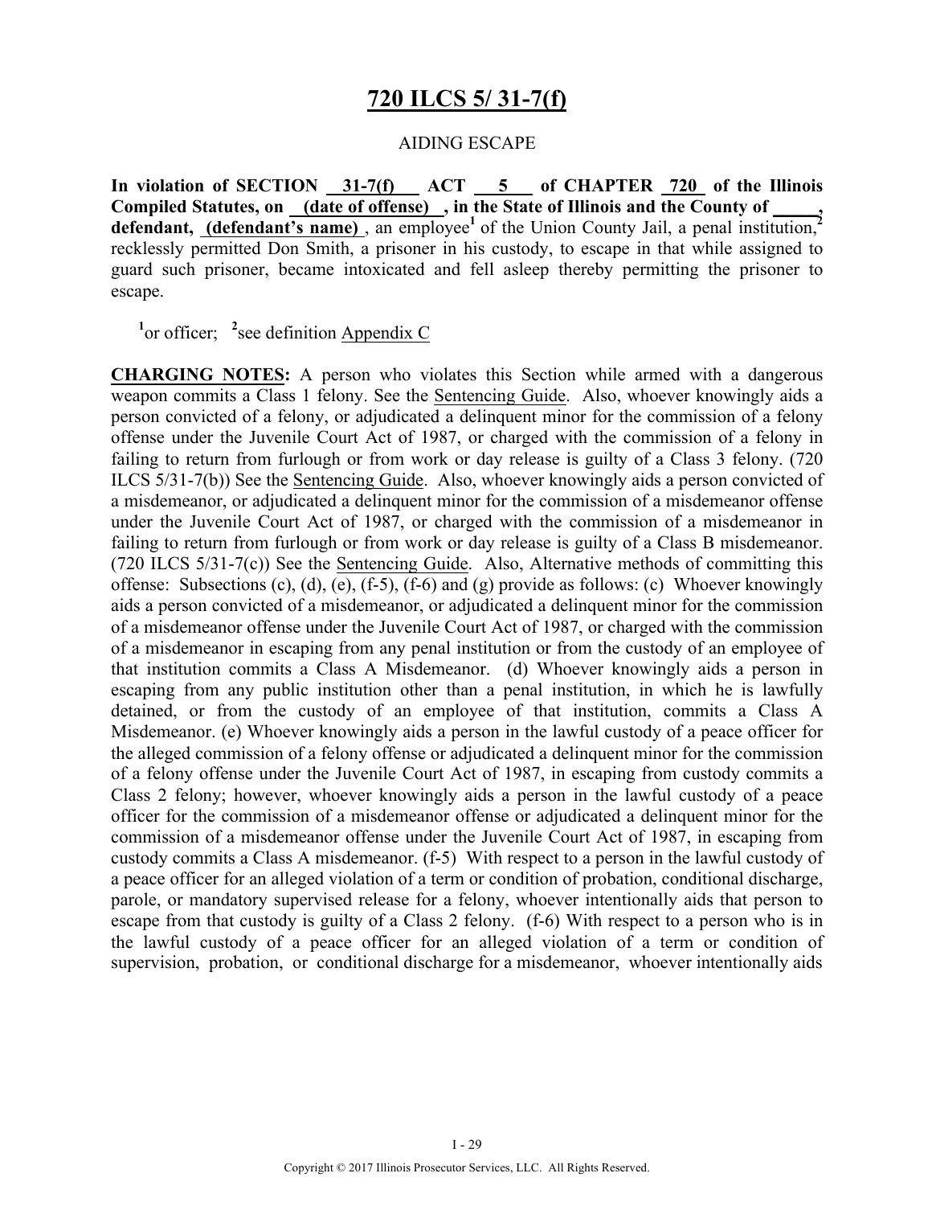# 720 ILCS 5/ 31-7(f)

AIDING ESCAPE

**In violation of SECTION 31-7(f) ACT 5 of CHAPTER 720 of the Illinois Compiled Statutes, on (date of offense) , in the State of Illinois and the County of \_\_\_\_\_, defendant, (defendant's name)** , an employee[1] of the Union County Jail, a penal institution,[2] recklessly permitted Don Smith, a prisoner in his custody, to escape in that while assigned to guard such prisoner, became intoxicated and fell asleep thereby permitting the prisoner to escape.

[1]or officer; [2]see definition Appendix C

**CHARGING NOTES:** A person who violates this Section while armed with a dangerous weapon commits a Class 1 felony. See the Sentencing Guide. Also, whoever knowingly aids a person convicted of a felony, or adjudicated a delinquent minor for the commission of a felony offense under the Juvenile Court Act of 1987, or charged with the commission of a felony in failing to return from furlough or from work or day release is guilty of a Class 3 felony. (720 ILCS 5/31-7(b)) See the Sentencing Guide. Also, whoever knowingly aids a person convicted of a misdemeanor, or adjudicated a delinquent minor for the commission of a misdemeanor offense under the Juvenile Court Act of 1987, or charged with the commission of a misdemeanor in failing to return from furlough or from work or day release is guilty of a Class B misdemeanor. (720 ILCS 5/31-7(c)) See the Sentencing Guide. Also, Alternative methods of committing this offense: Subsections (c), (d), (e), (f-5), (f-6) and (g) provide as follows: (c) Whoever knowingly aids a person convicted of a misdemeanor, or adjudicated a delinquent minor for the commission of a misdemeanor offense under the Juvenile Court Act of 1987, or charged with the commission of a misdemeanor in escaping from any penal institution or from the custody of an employee of that institution commits a Class A Misdemeanor. (d) Whoever knowingly aids a person in escaping from any public institution other than a penal institution, in which he is lawfully detained, or from the custody of an employee of that institution, commits a Class A Misdemeanor. (e) Whoever knowingly aids a person in the lawful custody of a peace officer for the alleged commission of a felony offense or adjudicated a delinquent minor for the commission of a felony offense under the Juvenile Court Act of 1987, in escaping from custody commits a Class 2 felony; however, whoever knowingly aids a person in the lawful custody of a peace officer for the commission of a misdemeanor offense or adjudicated a delinquent minor for the commission of a misdemeanor offense under the Juvenile Court Act of 1987, in escaping from custody commits a Class A misdemeanor. (f-5) With respect to a person in the lawful custody of a peace officer for an alleged violation of a term or condition of probation, conditional discharge, parole, or mandatory supervised release for a felony, whoever intentionally aids that person to escape from that custody is guilty of a Class 2 felony. (f-6) With respect to a person who is in the lawful custody of a peace officer for an alleged violation of a term or condition of supervision, probation, or conditional discharge for a misdemeanor, whoever intentionally aids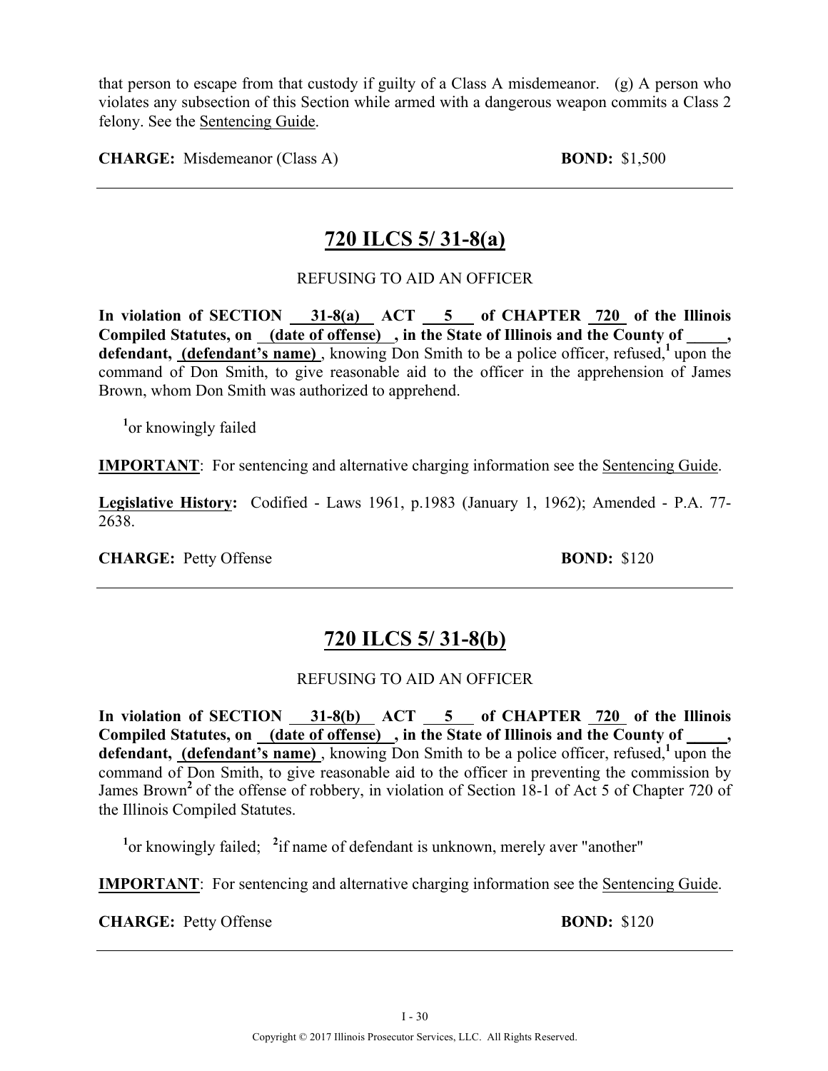that person to escape from that custody if guilty of a Class A misdemeanor. (g) A person who violates any subsection of this Section while armed with a dangerous weapon commits a Class 2 felony. See the Sentencing Guide.

**CHARGE:** Misdemeanor (Class A) **BOND:** $1,500

---

## 720 ILCS 5/ 31-8(a)

REFUSING TO AID AN OFFICER

**In violation of SECTION 31-8(a) ACT 5 of CHAPTER 720 of the Illinois Compiled Statutes, on (date of offense) , in the State of Illinois and the County of \_\_\_\_\_, defendant, (defendant's name)** , knowing Don Smith to be a police officer, refused,[1] upon the command of Don Smith, to give reasonable aid to the officer in the apprehension of James Brown, whom Don Smith was authorized to apprehend.

[1]or knowingly failed

**IMPORTANT**: For sentencing and alternative charging information see the Sentencing Guide.

**Legislative History:** Codified - Laws 1961, p.1983 (January 1, 1962); Amended - P.A. 77-2638.

**CHARGE:** Petty Offense **BOND:** $120

---

## 720 ILCS 5/ 31-8(b)

REFUSING TO AID AN OFFICER

**In violation of SECTION 31-8(b) ACT 5 of CHAPTER 720 of the Illinois Compiled Statutes, on (date of offense) , in the State of Illinois and the County of \_\_\_\_\_, defendant, (defendant's name)** , knowing Don Smith to be a police officer, refused,[1] upon the command of Don Smith, to give reasonable aid to the officer in preventing the commission by James Brown[2] of the offense of robbery, in violation of Section 18-1 of Act 5 of Chapter 720 of the Illinois Compiled Statutes.

[1]or knowingly failed; [2]if name of defendant is unknown, merely aver "another"

**IMPORTANT**: For sentencing and alternative charging information see the Sentencing Guide.

**CHARGE:** Petty Offense **BOND:** $120

---

Copyright © 2017 Illinois Prosecutor Services, LLC. All Rights Reserved.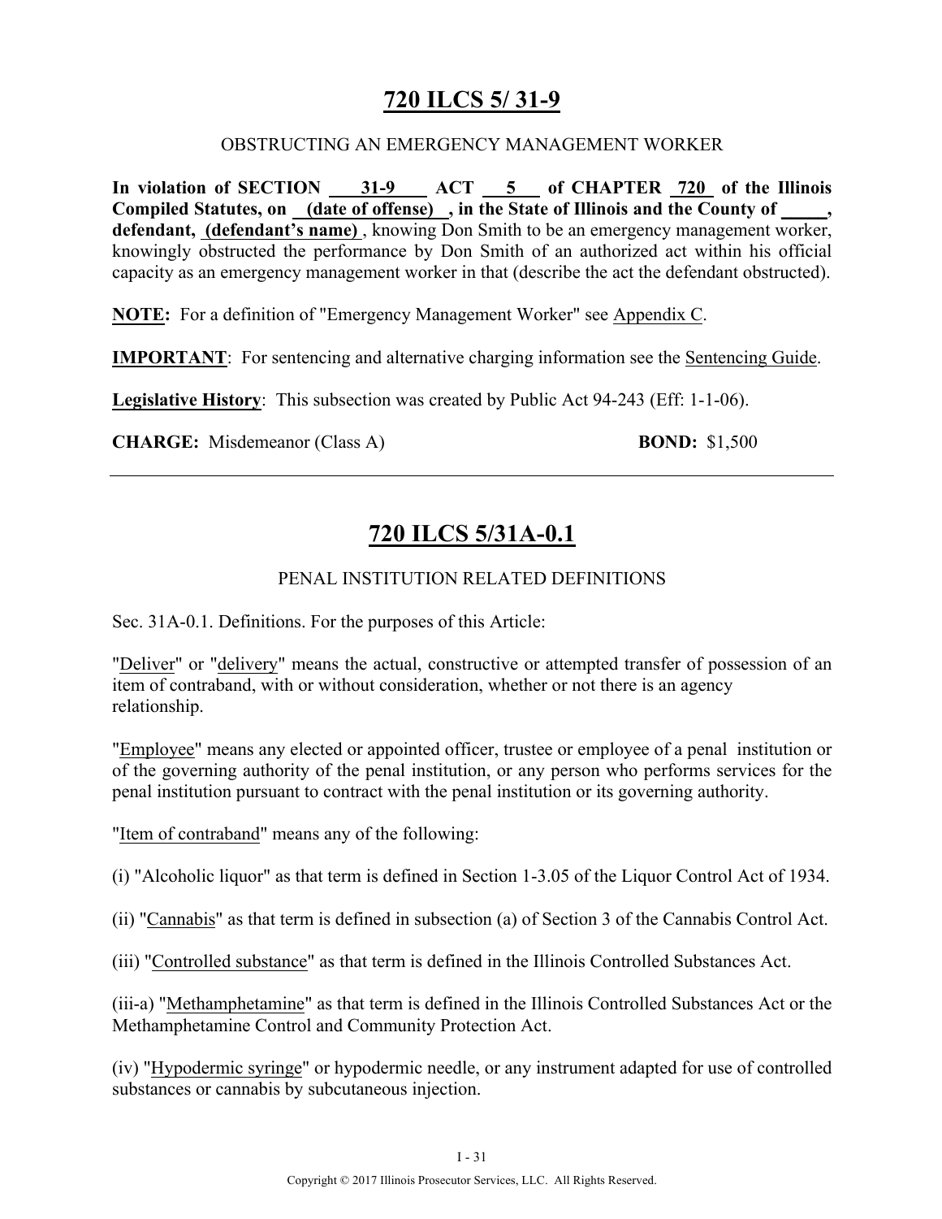# 720 ILCS 5/ 31-9

OBSTRUCTING AN EMERGENCY MANAGEMENT WORKER

**In violation of SECTION 31-9 ACT 5 of CHAPTER 720 of the Illinois Compiled Statutes, on (date of offense), in the State of Illinois and the County of \_\_\_\_\_, defendant, (defendant's name)**, knowing Don Smith to be an emergency management worker, knowingly obstructed the performance by Don Smith of an authorized act within his official capacity as an emergency management worker in that (describe the act the defendant obstructed).

**NOTE:** For a definition of "Emergency Management Worker" see Appendix C.

**IMPORTANT**: For sentencing and alternative charging information see the Sentencing Guide.

**Legislative History**: This subsection was created by Public Act 94-243 (Eff: 1-1-06).

**CHARGE:** Misdemeanor (Class A) **BOND:** $1,500

---

# 720 ILCS 5/31A-0.1

PENAL INSTITUTION RELATED DEFINITIONS

Sec. 31A-0.1. Definitions. For the purposes of this Article:

"Deliver" or "delivery" means the actual, constructive or attempted transfer of possession of an item of contraband, with or without consideration, whether or not there is an agency relationship.

"Employee" means any elected or appointed officer, trustee or employee of a penal institution or of the governing authority of the penal institution, or any person who performs services for the penal institution pursuant to contract with the penal institution or its governing authority.

"Item of contraband" means any of the following:

(i) "Alcoholic liquor" as that term is defined in Section 1-3.05 of the Liquor Control Act of 1934.

(ii) "Cannabis" as that term is defined in subsection (a) of Section 3 of the Cannabis Control Act.

(iii) "Controlled substance" as that term is defined in the Illinois Controlled Substances Act.

(iii-a) "Methamphetamine" as that term is defined in the Illinois Controlled Substances Act or the Methamphetamine Control and Community Protection Act.

(iv) "Hypodermic syringe" or hypodermic needle, or any instrument adapted for use of controlled substances or cannabis by subcutaneous injection.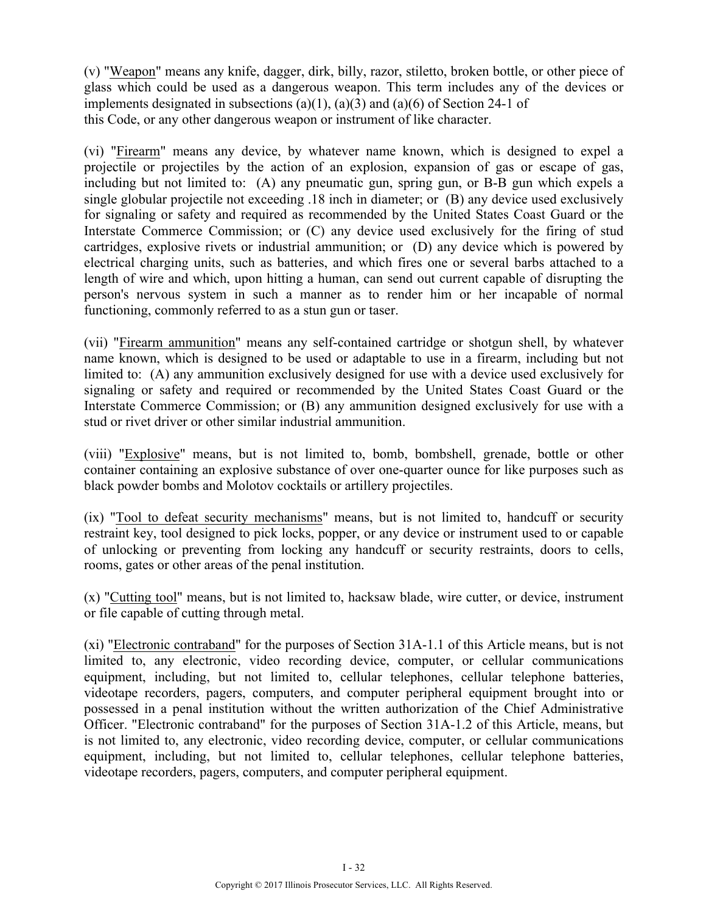(v) "Weapon" means any knife, dagger, dirk, billy, razor, stiletto, broken bottle, or other piece of glass which could be used as a dangerous weapon. This term includes any of the devices or implements designated in subsections (a)(1), (a)(3) and (a)(6) of Section 24-1 of this Code, or any other dangerous weapon or instrument of like character.

(vi) "Firearm" means any device, by whatever name known, which is designed to expel a projectile or projectiles by the action of an explosion, expansion of gas or escape of gas, including but not limited to: (A) any pneumatic gun, spring gun, or B-B gun which expels a single globular projectile not exceeding .18 inch in diameter; or (B) any device used exclusively for signaling or safety and required as recommended by the United States Coast Guard or the Interstate Commerce Commission; or (C) any device used exclusively for the firing of stud cartridges, explosive rivets or industrial ammunition; or (D) any device which is powered by electrical charging units, such as batteries, and which fires one or several barbs attached to a length of wire and which, upon hitting a human, can send out current capable of disrupting the person's nervous system in such a manner as to render him or her incapable of normal functioning, commonly referred to as a stun gun or taser.

(vii) "Firearm ammunition" means any self-contained cartridge or shotgun shell, by whatever name known, which is designed to be used or adaptable to use in a firearm, including but not limited to: (A) any ammunition exclusively designed for use with a device used exclusively for signaling or safety and required or recommended by the United States Coast Guard or the Interstate Commerce Commission; or (B) any ammunition designed exclusively for use with a stud or rivet driver or other similar industrial ammunition.

(viii) "Explosive" means, but is not limited to, bomb, bombshell, grenade, bottle or other container containing an explosive substance of over one-quarter ounce for like purposes such as black powder bombs and Molotov cocktails or artillery projectiles.

(ix) "Tool to defeat security mechanisms" means, but is not limited to, handcuff or security restraint key, tool designed to pick locks, popper, or any device or instrument used to or capable of unlocking or preventing from locking any handcuff or security restraints, doors to cells, rooms, gates or other areas of the penal institution.

(x) "Cutting tool" means, but is not limited to, hacksaw blade, wire cutter, or device, instrument or file capable of cutting through metal.

(xi) "Electronic contraband" for the purposes of Section 31A-1.1 of this Article means, but is not limited to, any electronic, video recording device, computer, or cellular communications equipment, including, but not limited to, cellular telephones, cellular telephone batteries, videotape recorders, pagers, computers, and computer peripheral equipment brought into or possessed in a penal institution without the written authorization of the Chief Administrative Officer. "Electronic contraband" for the purposes of Section 31A-1.2 of this Article, means, but is not limited to, any electronic, video recording device, computer, or cellular communications equipment, including, but not limited to, cellular telephones, cellular telephone batteries, videotape recorders, pagers, computers, and computer peripheral equipment.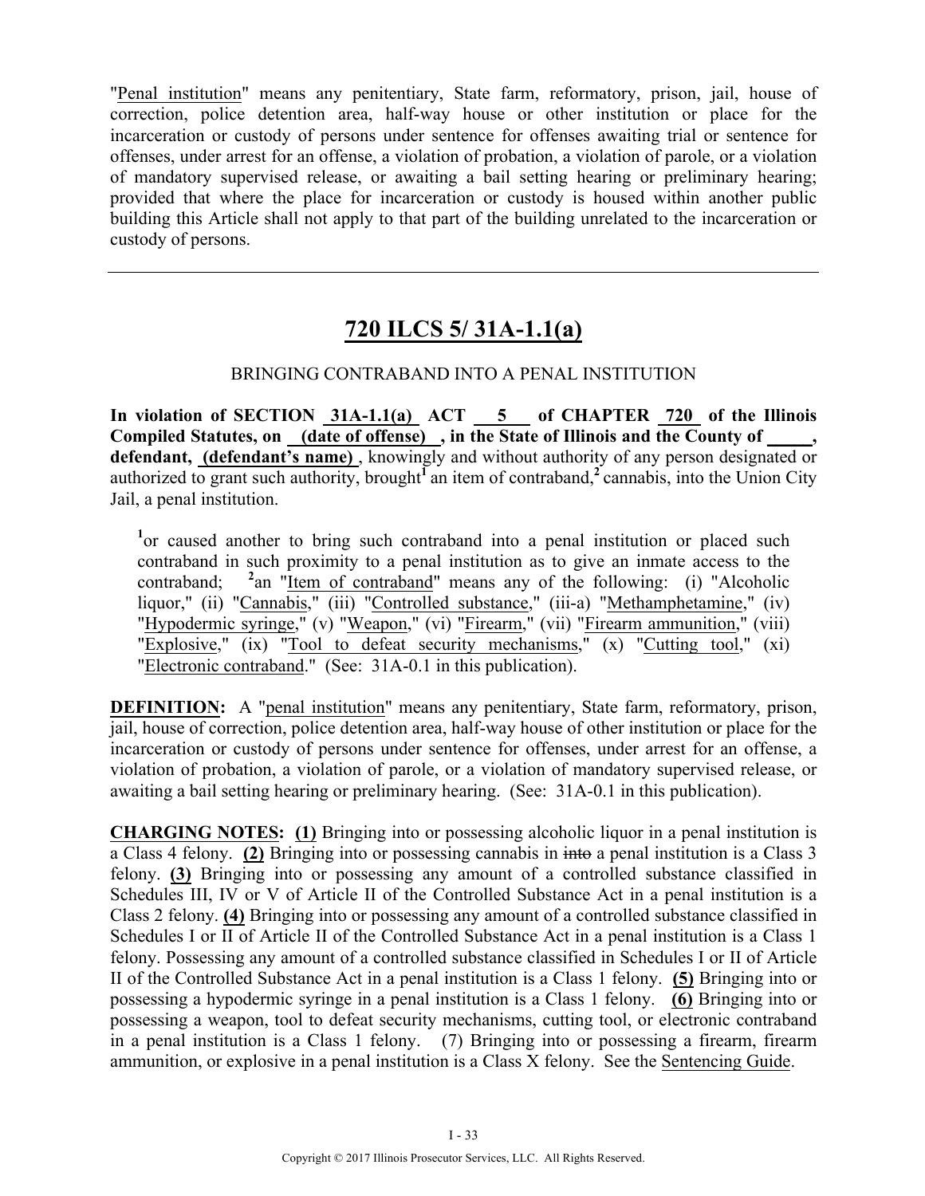"Penal institution" means any penitentiary, State farm, reformatory, prison, jail, house of correction, police detention area, half-way house or other institution or place for the incarceration or custody of persons under sentence for offenses awaiting trial or sentence for offenses, under arrest for an offense, a violation of probation, a violation of parole, or a violation of mandatory supervised release, or awaiting a bail setting hearing or preliminary hearing; provided that where the place for incarceration or custody is housed within another public building this Article shall not apply to that part of the building unrelated to the incarceration or custody of persons.

---

# 720 ILCS 5/ 31A-1.1(a)

BRINGING CONTRABAND INTO A PENAL INSTITUTION

**In violation of SECTION 31A-1.1(a) ACT 5 of CHAPTER 720 of the Illinois Compiled Statutes, on (date of offense), in the State of Illinois and the County of _____, defendant, (defendant's name)**, knowingly and without authority of any person designated or authorized to grant such authority, brought[1] an item of contraband,[2] cannabis, into the Union City Jail, a penal institution.

> [1]or caused another to bring such contraband into a penal institution or placed such contraband in such proximity to a penal institution as to give an inmate access to the contraband; [2]an "Item of contraband" means any of the following: (i) "Alcoholic liquor," (ii) "Cannabis," (iii) "Controlled substance," (iii-a) "Methamphetamine," (iv) "Hypodermic syringe," (v) "Weapon," (vi) "Firearm," (vii) "Firearm ammunition," (viii) "Explosive," (ix) "Tool to defeat security mechanisms," (x) "Cutting tool," (xi) "Electronic contraband." (See: 31A-0.1 in this publication).

**DEFINITION:** A "penal institution" means any penitentiary, State farm, reformatory, prison, jail, house of correction, police detention area, half-way house of other institution or place for the incarceration or custody of persons under sentence for offenses, under arrest for an offense, a violation of probation, a violation of parole, or a violation of mandatory supervised release, or awaiting a bail setting hearing or preliminary hearing. (See: 31A-0.1 in this publication).

**CHARGING NOTES:** **(1)** Bringing into or possessing alcoholic liquor in a penal institution is a Class 4 felony. **(2)** Bringing into or possessing cannabis in ~~into~~ a penal institution is a Class 3 felony. **(3)** Bringing into or possessing any amount of a controlled substance classified in Schedules III, IV or V of Article II of the Controlled Substance Act in a penal institution is a Class 2 felony. **(4)** Bringing into or possessing any amount of a controlled substance classified in Schedules I or II of Article II of the Controlled Substance Act in a penal institution is a Class 1 felony. Possessing any amount of a controlled substance classified in Schedules I or II of Article II of the Controlled Substance Act in a penal institution is a Class 1 felony. **(5)** Bringing into or possessing a hypodermic syringe in a penal institution is a Class 1 felony. **(6)** Bringing into or possessing a weapon, tool to defeat security mechanisms, cutting tool, or electronic contraband in a penal institution is a Class 1 felony. (7) Bringing into or possessing a firearm, firearm ammunition, or explosive in a penal institution is a Class X felony. See the Sentencing Guide.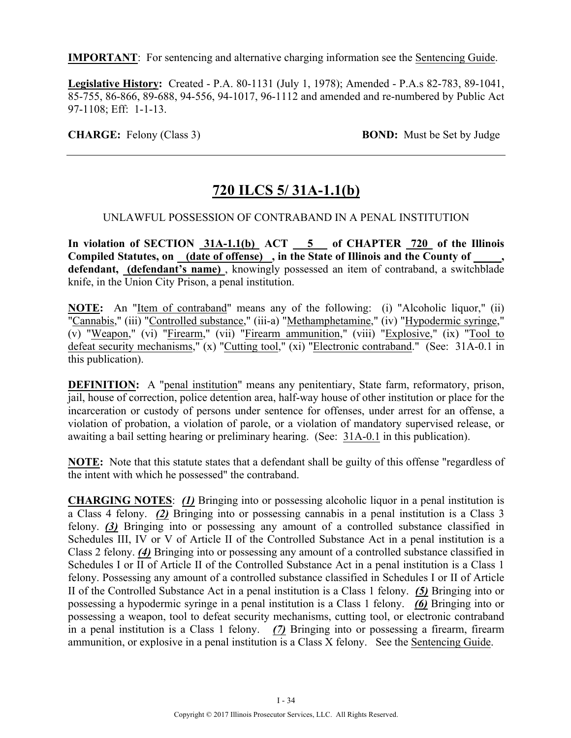**IMPORTANT**: For sentencing and alternative charging information see the Sentencing Guide.

**Legislative History:** Created - P.A. 80-1131 (July 1, 1978); Amended - P.A.s 82-783, 89-1041, 85-755, 86-866, 89-688, 94-556, 94-1017, 96-1112 and amended and re-numbered by Public Act 97-1108; Eff: 1-1-13.

**CHARGE:** Felony (Class 3) **BOND:** Must be Set by Judge

---

## 720 ILCS 5/ 31A-1.1(b)

UNLAWFUL POSSESSION OF CONTRABAND IN A PENAL INSTITUTION

**In violation of SECTION 31A-1.1(b) ACT 5 of CHAPTER 720 of the Illinois Compiled Statutes, on (date of offense) , in the State of Illinois and the County of _____, defendant, (defendant's name)** , knowingly possessed an item of contraband, a switchblade knife, in the Union City Prison, a penal institution.

**NOTE:** An "Item of contraband" means any of the following: (i) "Alcoholic liquor," (ii) "Cannabis," (iii) "Controlled substance," (iii-a) "Methamphetamine," (iv) "Hypodermic syringe," (v) "Weapon," (vi) "Firearm," (vii) "Firearm ammunition," (viii) "Explosive," (ix) "Tool to defeat security mechanisms," (x) "Cutting tool," (xi) "Electronic contraband." (See: 31A-0.1 in this publication).

**DEFINITION:** A "penal institution" means any penitentiary, State farm, reformatory, prison, jail, house of correction, police detention area, half-way house of other institution or place for the incarceration or custody of persons under sentence for offenses, under arrest for an offense, a violation of probation, a violation of parole, or a violation of mandatory supervised release, or awaiting a bail setting hearing or preliminary hearing. (See: 31A-0.1 in this publication).

**NOTE:** Note that this statute states that a defendant shall be guilty of this offense "regardless of the intent with which he possessed" the contraband.

**CHARGING NOTES**: ***(1)*** Bringing into or possessing alcoholic liquor in a penal institution is a Class 4 felony. ***(2)*** Bringing into or possessing cannabis in a penal institution is a Class 3 felony. ***(3)*** Bringing into or possessing any amount of a controlled substance classified in Schedules III, IV or V of Article II of the Controlled Substance Act in a penal institution is a Class 2 felony. ***(4)*** Bringing into or possessing any amount of a controlled substance classified in Schedules I or II of Article II of the Controlled Substance Act in a penal institution is a Class 1 felony. Possessing any amount of a controlled substance classified in Schedules I or II of Article II of the Controlled Substance Act in a penal institution is a Class 1 felony. ***(5)*** Bringing into or possessing a hypodermic syringe in a penal institution is a Class 1 felony. ***(6)*** Bringing into or possessing a weapon, tool to defeat security mechanisms, cutting tool, or electronic contraband in a penal institution is a Class 1 felony. ***(7)*** Bringing into or possessing a firearm, firearm ammunition, or explosive in a penal institution is a Class X felony. See the Sentencing Guide.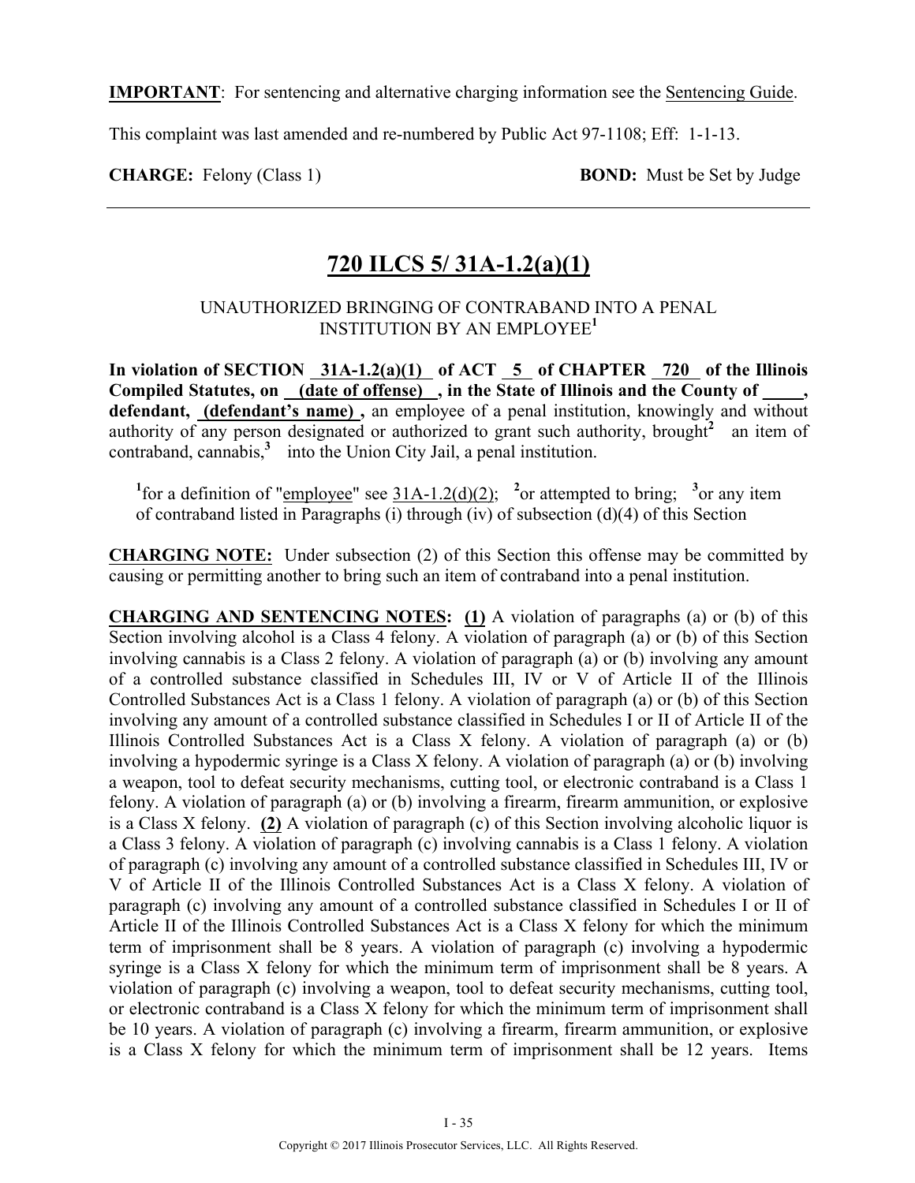**IMPORTANT**: For sentencing and alternative charging information see the Sentencing Guide.

This complaint was last amended and re-numbered by Public Act 97-1108; Eff: 1-1-13.

**CHARGE:** Felony (Class 1) **BOND:** Must be Set by Judge

## 720 ILCS 5/ 31A-1.2(a)(1)

UNAUTHORIZED BRINGING OF CONTRABAND INTO A PENAL INSTITUTION BY AN EMPLOYEE[1]

**In violation of SECTION 31A-1.2(a)(1) of ACT 5 of CHAPTER 720 of the Illinois Compiled Statutes, on (date of offense) , in the State of Illinois and the County of \_\_\_\_, defendant, (defendant's name) ,** an employee of a penal institution, knowingly and without authority of any person designated or authorized to grant such authority, brought[2] an item of contraband, cannabis,[3] into the Union City Jail, a penal institution.

[1]for a definition of "employee" see 31A-1.2(d)(2); [2]or attempted to bring; [3]or any item of contraband listed in Paragraphs (i) through (iv) of subsection (d)(4) of this Section

**CHARGING NOTE:** Under subsection (2) of this Section this offense may be committed by causing or permitting another to bring such an item of contraband into a penal institution.

**CHARGING AND SENTENCING NOTES:** **(1)** A violation of paragraphs (a) or (b) of this Section involving alcohol is a Class 4 felony. A violation of paragraph (a) or (b) of this Section involving cannabis is a Class 2 felony. A violation of paragraph (a) or (b) involving any amount of a controlled substance classified in Schedules III, IV or V of Article II of the Illinois Controlled Substances Act is a Class 1 felony. A violation of paragraph (a) or (b) of this Section involving any amount of a controlled substance classified in Schedules I or II of Article II of the Illinois Controlled Substances Act is a Class X felony. A violation of paragraph (a) or (b) involving a hypodermic syringe is a Class X felony. A violation of paragraph (a) or (b) involving a weapon, tool to defeat security mechanisms, cutting tool, or electronic contraband is a Class 1 felony. A violation of paragraph (a) or (b) involving a firearm, firearm ammunition, or explosive is a Class X felony. **(2)** A violation of paragraph (c) of this Section involving alcoholic liquor is a Class 3 felony. A violation of paragraph (c) involving cannabis is a Class 1 felony. A violation of paragraph (c) involving any amount of a controlled substance classified in Schedules III, IV or V of Article II of the Illinois Controlled Substances Act is a Class X felony. A violation of paragraph (c) involving any amount of a controlled substance classified in Schedules I or II of Article II of the Illinois Controlled Substances Act is a Class X felony for which the minimum term of imprisonment shall be 8 years. A violation of paragraph (c) involving a hypodermic syringe is a Class X felony for which the minimum term of imprisonment shall be 8 years. A violation of paragraph (c) involving a weapon, tool to defeat security mechanisms, cutting tool, or electronic contraband is a Class X felony for which the minimum term of imprisonment shall be 10 years. A violation of paragraph (c) involving a firearm, firearm ammunition, or explosive is a Class X felony for which the minimum term of imprisonment shall be 12 years. Items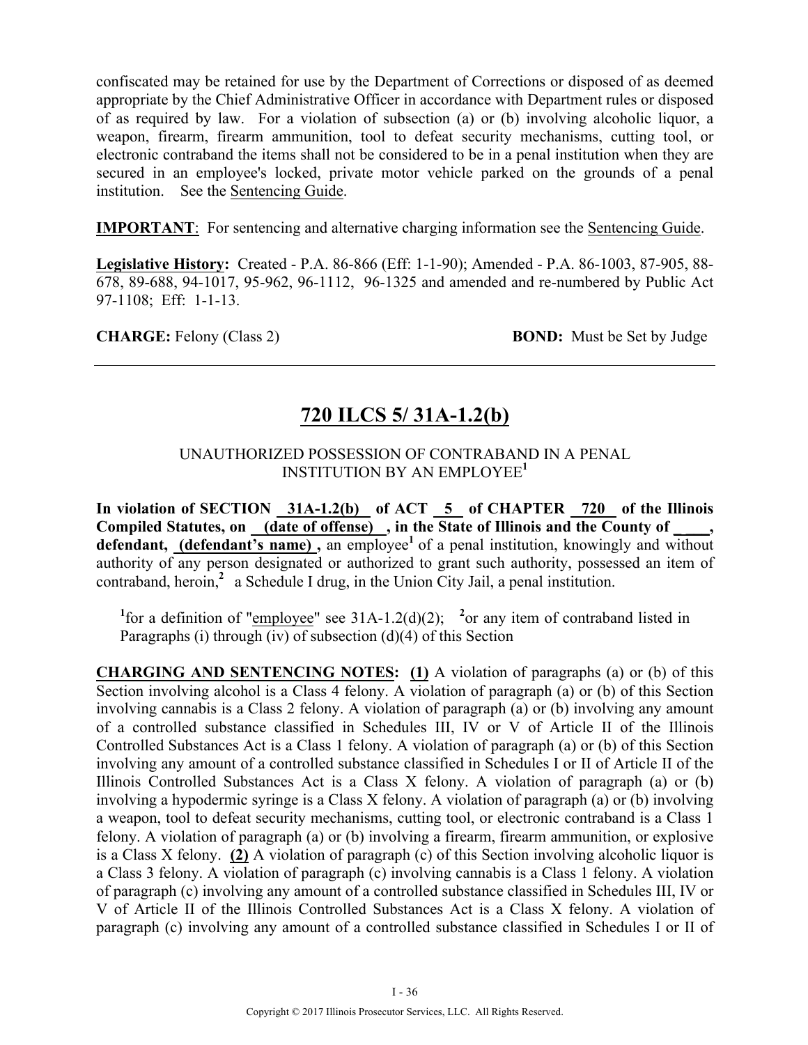confiscated may be retained for use by the Department of Corrections or disposed of as deemed appropriate by the Chief Administrative Officer in accordance with Department rules or disposed of as required by law. For a violation of subsection (a) or (b) involving alcoholic liquor, a weapon, firearm, firearm ammunition, tool to defeat security mechanisms, cutting tool, or electronic contraband the items shall not be considered to be in a penal institution when they are secured in an employee's locked, private motor vehicle parked on the grounds of a penal institution. See the Sentencing Guide.

**IMPORTANT**: For sentencing and alternative charging information see the Sentencing Guide.

**Legislative History:** Created - P.A. 86-866 (Eff: 1-1-90); Amended - P.A. 86-1003, 87-905, 88-678, 89-688, 94-1017, 95-962, 96-1112, 96-1325 and amended and re-numbered by Public Act 97-1108; Eff: 1-1-13.

**CHARGE:** Felony (Class 2) **BOND:** Must be Set by Judge

---

## 720 ILCS 5/ 31A-1.2(b)

UNAUTHORIZED POSSESSION OF CONTRABAND IN A PENAL INSTITUTION BY AN EMPLOYEE[1]

**In violation of SECTION 31A-1.2(b) of ACT 5 of CHAPTER 720 of the Illinois Compiled Statutes, on (date of offense) , in the State of Illinois and the County of \_\_\_\_, defendant, (defendant's name) ,** an employee[1] of a penal institution, knowingly and without authority of any person designated or authorized to grant such authority, possessed an item of contraband, heroin,[2] a Schedule I drug, in the Union City Jail, a penal institution.

[1]for a definition of "employee" see 31A-1.2(d)(2); [2]or any item of contraband listed in Paragraphs (i) through (iv) of subsection (d)(4) of this Section

**CHARGING AND SENTENCING NOTES: (1)** A violation of paragraphs (a) or (b) of this Section involving alcohol is a Class 4 felony. A violation of paragraph (a) or (b) of this Section involving cannabis is a Class 2 felony. A violation of paragraph (a) or (b) involving any amount of a controlled substance classified in Schedules III, IV or V of Article II of the Illinois Controlled Substances Act is a Class 1 felony. A violation of paragraph (a) or (b) of this Section involving any amount of a controlled substance classified in Schedules I or II of Article II of the Illinois Controlled Substances Act is a Class X felony. A violation of paragraph (a) or (b) involving a hypodermic syringe is a Class X felony. A violation of paragraph (a) or (b) involving a weapon, tool to defeat security mechanisms, cutting tool, or electronic contraband is a Class 1 felony. A violation of paragraph (a) or (b) involving a firearm, firearm ammunition, or explosive is a Class X felony. **(2)** A violation of paragraph (c) of this Section involving alcoholic liquor is a Class 3 felony. A violation of paragraph (c) involving cannabis is a Class 1 felony. A violation of paragraph (c) involving any amount of a controlled substance classified in Schedules III, IV or V of Article II of the Illinois Controlled Substances Act is a Class X felony. A violation of paragraph (c) involving any amount of a controlled substance classified in Schedules I or II of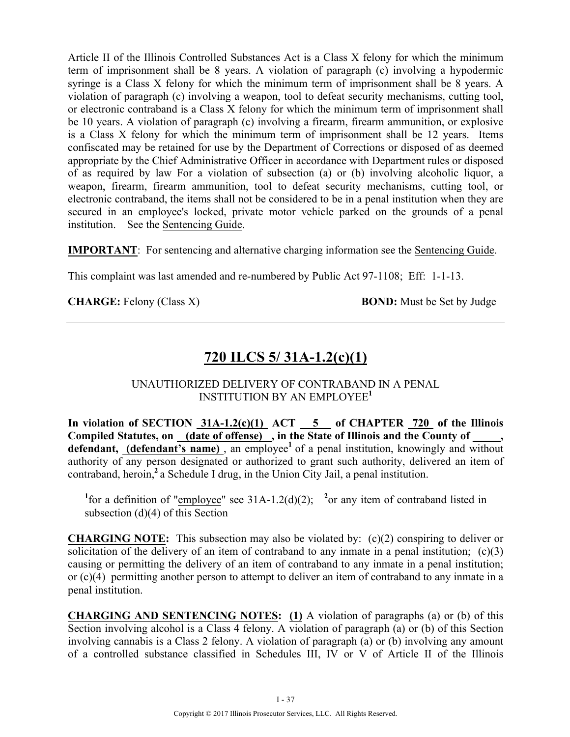Article II of the Illinois Controlled Substances Act is a Class X felony for which the minimum term of imprisonment shall be 8 years. A violation of paragraph (c) involving a hypodermic syringe is a Class X felony for which the minimum term of imprisonment shall be 8 years. A violation of paragraph (c) involving a weapon, tool to defeat security mechanisms, cutting tool, or electronic contraband is a Class X felony for which the minimum term of imprisonment shall be 10 years. A violation of paragraph (c) involving a firearm, firearm ammunition, or explosive is a Class X felony for which the minimum term of imprisonment shall be 12 years. Items confiscated may be retained for use by the Department of Corrections or disposed of as deemed appropriate by the Chief Administrative Officer in accordance with Department rules or disposed of as required by law For a violation of subsection (a) or (b) involving alcoholic liquor, a weapon, firearm, firearm ammunition, tool to defeat security mechanisms, cutting tool, or electronic contraband, the items shall not be considered to be in a penal institution when they are secured in an employee's locked, private motor vehicle parked on the grounds of a penal institution. See the Sentencing Guide.

**IMPORTANT**: For sentencing and alternative charging information see the Sentencing Guide.

This complaint was last amended and re-numbered by Public Act 97-1108; Eff: 1-1-13.

**CHARGE:** Felony (Class X) **BOND:** Must be Set by Judge

---

## 720 ILCS 5/ 31A-1.2(c)(1)

UNAUTHORIZED DELIVERY OF CONTRABAND IN A PENAL INSTITUTION BY AN EMPLOYEE[1]

**In violation of SECTION 31A-1.2(c)(1) ACT 5 of CHAPTER 720 of the Illinois Compiled Statutes, on (date of offense) , in the State of Illinois and the County of _____, defendant, (defendant's name)** , an employee[1] of a penal institution, knowingly and without authority of any person designated or authorized to grant such authority, delivered an item of contraband, heroin,[2] a Schedule I drug, in the Union City Jail, a penal institution.

[1]for a definition of "employee" see 31A-1.2(d)(2); [2]or any item of contraband listed in subsection (d)(4) of this Section

**CHARGING NOTE:** This subsection may also be violated by: (c)(2) conspiring to deliver or solicitation of the delivery of an item of contraband to any inmate in a penal institution; (c)(3) causing or permitting the delivery of an item of contraband to any inmate in a penal institution; or (c)(4) permitting another person to attempt to deliver an item of contraband to any inmate in a penal institution.

**CHARGING AND SENTENCING NOTES: (1)** A violation of paragraphs (a) or (b) of this Section involving alcohol is a Class 4 felony. A violation of paragraph (a) or (b) of this Section involving cannabis is a Class 2 felony. A violation of paragraph (a) or (b) involving any amount of a controlled substance classified in Schedules III, IV or V of Article II of the Illinois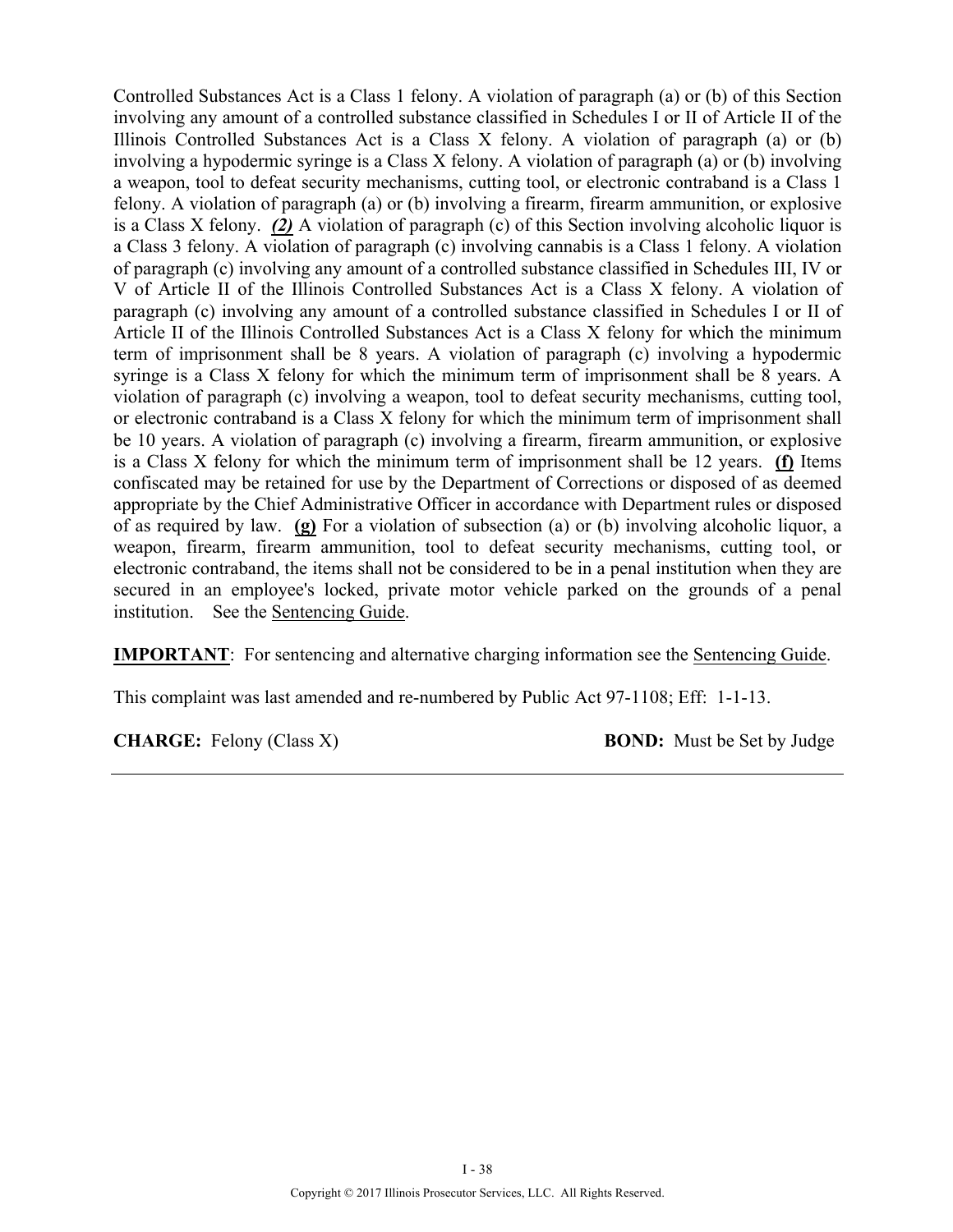Controlled Substances Act is a Class 1 felony. A violation of paragraph (a) or (b) of this Section involving any amount of a controlled substance classified in Schedules I or II of Article II of the Illinois Controlled Substances Act is a Class X felony. A violation of paragraph (a) or (b) involving a hypodermic syringe is a Class X felony. A violation of paragraph (a) or (b) involving a weapon, tool to defeat security mechanisms, cutting tool, or electronic contraband is a Class 1 felony. A violation of paragraph (a) or (b) involving a firearm, firearm ammunition, or explosive is a Class X felony. ***(2)*** A violation of paragraph (c) of this Section involving alcoholic liquor is a Class 3 felony. A violation of paragraph (c) involving cannabis is a Class 1 felony. A violation of paragraph (c) involving any amount of a controlled substance classified in Schedules III, IV or V of Article II of the Illinois Controlled Substances Act is a Class X felony. A violation of paragraph (c) involving any amount of a controlled substance classified in Schedules I or II of Article II of the Illinois Controlled Substances Act is a Class X felony for which the minimum term of imprisonment shall be 8 years. A violation of paragraph (c) involving a hypodermic syringe is a Class X felony for which the minimum term of imprisonment shall be 8 years. A violation of paragraph (c) involving a weapon, tool to defeat security mechanisms, cutting tool, or electronic contraband is a Class X felony for which the minimum term of imprisonment shall be 10 years. A violation of paragraph (c) involving a firearm, firearm ammunition, or explosive is a Class X felony for which the minimum term of imprisonment shall be 12 years. **(f)** Items confiscated may be retained for use by the Department of Corrections or disposed of as deemed appropriate by the Chief Administrative Officer in accordance with Department rules or disposed of as required by law. **(g)** For a violation of subsection (a) or (b) involving alcoholic liquor, a weapon, firearm, firearm ammunition, tool to defeat security mechanisms, cutting tool, or electronic contraband, the items shall not be considered to be in a penal institution when they are secured in an employee's locked, private motor vehicle parked on the grounds of a penal institution. See the Sentencing Guide.

**IMPORTANT**: For sentencing and alternative charging information see the Sentencing Guide.

This complaint was last amended and re-numbered by Public Act 97-1108; Eff: 1-1-13.

**CHARGE:** Felony (Class X) **BOND:** Must be Set by Judge

Copyright © 2017 Illinois Prosecutor Services, LLC. All Rights Reserved.